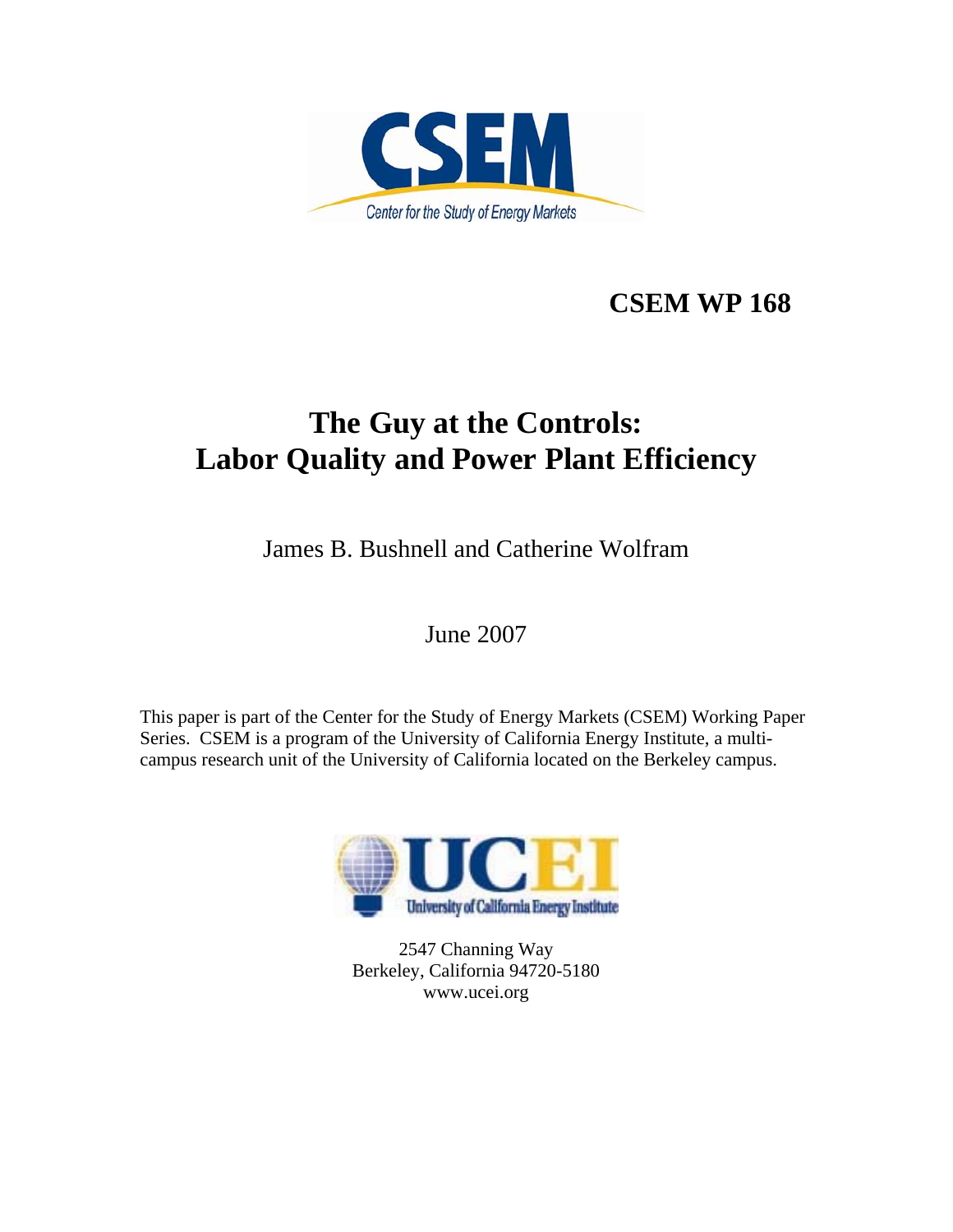CSEM

Center for the Study of Energy Markets

**CSEM WP 168**

# The Guy at the Controls: Labor Quality and Power Plant Efficiency

James B. Bushnell and Catherine Wolfram

June 2007

This paper is part of the Center for the Study of Energy Markets (CSEM) Working Paper Series. CSEM is a program of the University of California Energy Institute, a multi-campus research unit of the University of California located on the Berkeley campus.

UCEI

University of California Energy Institute

2547 Channing Way
Berkeley, California 94720-5180
www.ucei.org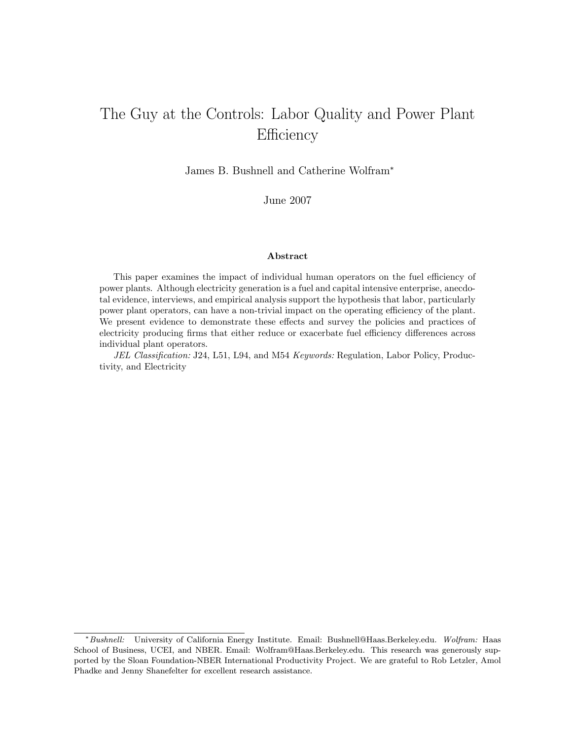# The Guy at the Controls: Labor Quality and Power Plant Efficiency

James B. Bushnell and Catherine Wolfram*

June 2007

## Abstract

This paper examines the impact of individual human operators on the fuel efficiency of power plants. Although electricity generation is a fuel and capital intensive enterprise, anecdotal evidence, interviews, and empirical analysis support the hypothesis that labor, particularly power plant operators, can have a non-trivial impact on the operating efficiency of the plant. We present evidence to demonstrate these effects and survey the policies and practices of electricity producing firms that either reduce or exacerbate fuel efficiency differences across individual plant operators.

*JEL Classification:* J24, L51, L94, and M54 *Keywords:* Regulation, Labor Policy, Productivity, and Electricity

---

* *Bushnell:* University of California Energy Institute. Email: Bushnell@Haas.Berkeley.edu. *Wolfram:* Haas School of Business, UCEI, and NBER. Email: Wolfram@Haas.Berkeley.edu. This research was generously supported by the Sloan Foundation-NBER International Productivity Project. We are grateful to Rob Letzler, Amol Phadke and Jenny Shanefelter for excellent research assistance.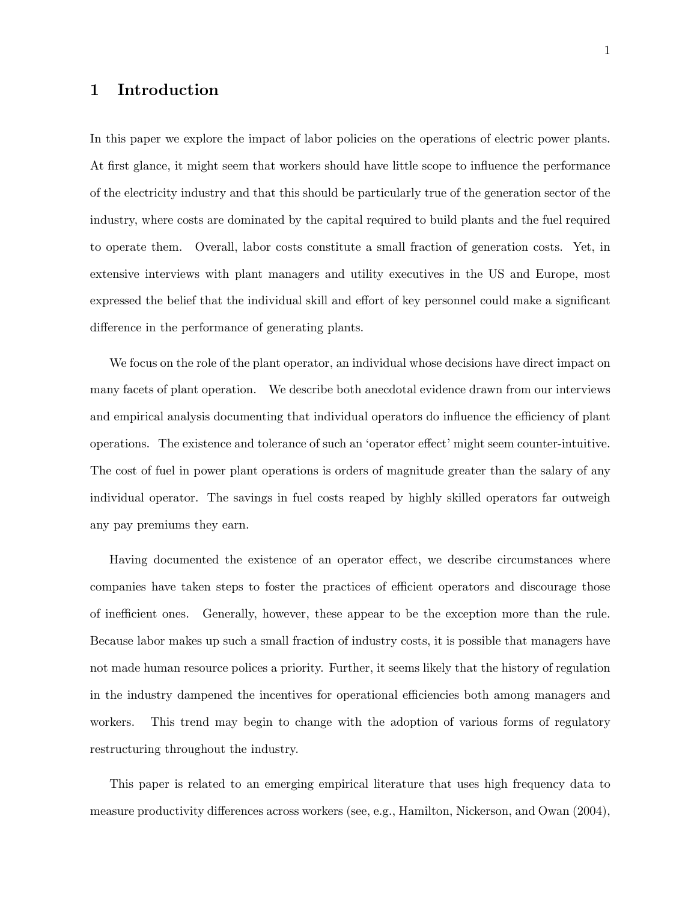# 1 Introduction

In this paper we explore the impact of labor policies on the operations of electric power plants. At first glance, it might seem that workers should have little scope to influence the performance of the electricity industry and that this should be particularly true of the generation sector of the industry, where costs are dominated by the capital required to build plants and the fuel required to operate them. Overall, labor costs constitute a small fraction of generation costs. Yet, in extensive interviews with plant managers and utility executives in the US and Europe, most expressed the belief that the individual skill and effort of key personnel could make a significant difference in the performance of generating plants.

We focus on the role of the plant operator, an individual whose decisions have direct impact on many facets of plant operation. We describe both anecdotal evidence drawn from our interviews and empirical analysis documenting that individual operators do influence the efficiency of plant operations. The existence and tolerance of such an 'operator effect' might seem counter-intuitive. The cost of fuel in power plant operations is orders of magnitude greater than the salary of any individual operator. The savings in fuel costs reaped by highly skilled operators far outweigh any pay premiums they earn.

Having documented the existence of an operator effect, we describe circumstances where companies have taken steps to foster the practices of efficient operators and discourage those of inefficient ones. Generally, however, these appear to be the exception more than the rule. Because labor makes up such a small fraction of industry costs, it is possible that managers have not made human resource polices a priority. Further, it seems likely that the history of regulation in the industry dampened the incentives for operational efficiencies both among managers and workers. This trend may begin to change with the adoption of various forms of regulatory restructuring throughout the industry.

This paper is related to an emerging empirical literature that uses high frequency data to measure productivity differences across workers (see, e.g., Hamilton, Nickerson, and Owan (2004),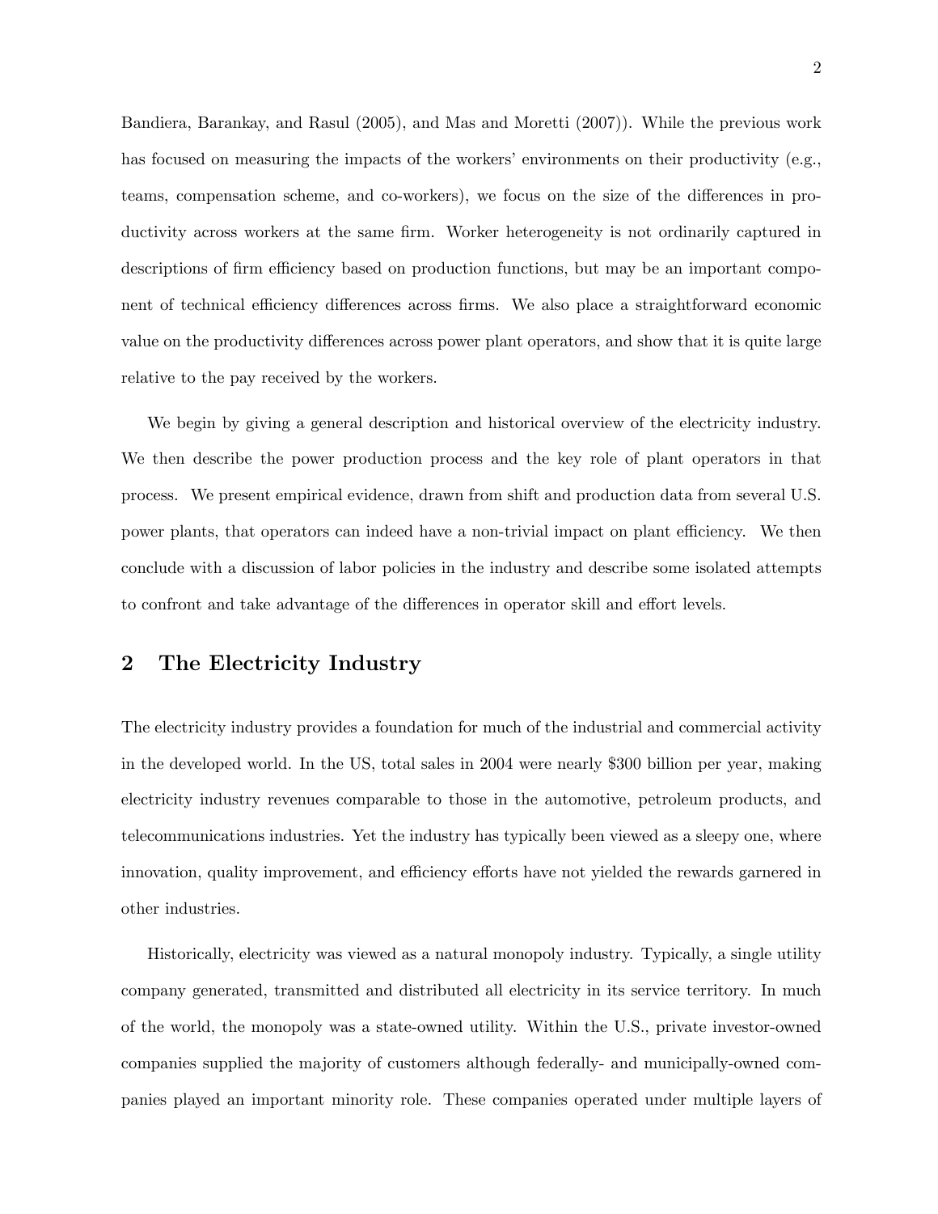Bandiera, Barankay, and Rasul (2005), and Mas and Moretti (2007)). While the previous work has focused on measuring the impacts of the workers' environments on their productivity (e.g., teams, compensation scheme, and co-workers), we focus on the size of the differences in productivity across workers at the same firm. Worker heterogeneity is not ordinarily captured in descriptions of firm efficiency based on production functions, but may be an important component of technical efficiency differences across firms. We also place a straightforward economic value on the productivity differences across power plant operators, and show that it is quite large relative to the pay received by the workers.

We begin by giving a general description and historical overview of the electricity industry. We then describe the power production process and the key role of plant operators in that process. We present empirical evidence, drawn from shift and production data from several U.S. power plants, that operators can indeed have a non-trivial impact on plant efficiency. We then conclude with a discussion of labor policies in the industry and describe some isolated attempts to confront and take advantage of the differences in operator skill and effort levels.

## 2 The Electricity Industry

The electricity industry provides a foundation for much of the industrial and commercial activity in the developed world. In the US, total sales in 2004 were nearly $300 billion per year, making electricity industry revenues comparable to those in the automotive, petroleum products, and telecommunications industries. Yet the industry has typically been viewed as a sleepy one, where innovation, quality improvement, and efficiency efforts have not yielded the rewards garnered in other industries.

Historically, electricity was viewed as a natural monopoly industry. Typically, a single utility company generated, transmitted and distributed all electricity in its service territory. In much of the world, the monopoly was a state-owned utility. Within the U.S., private investor-owned companies supplied the majority of customers although federally- and municipally-owned companies played an important minority role. These companies operated under multiple layers of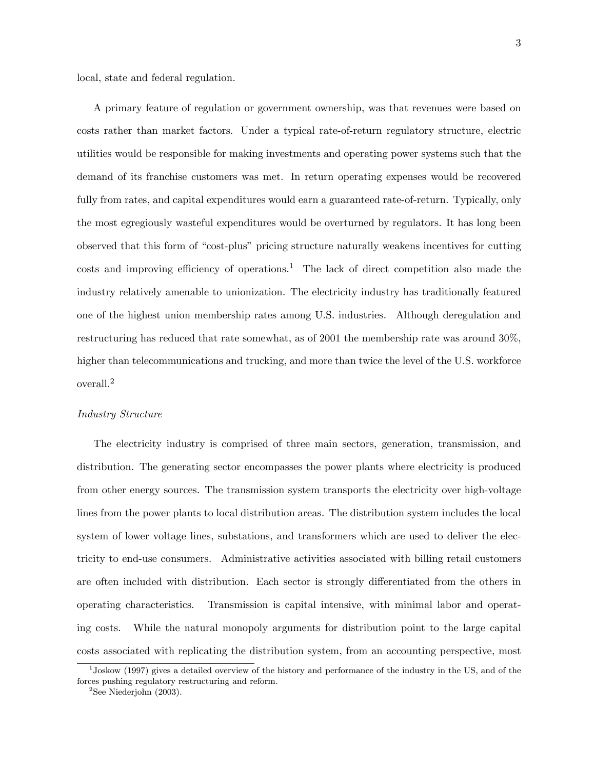local, state and federal regulation.

A primary feature of regulation or government ownership, was that revenues were based on costs rather than market factors. Under a typical rate-of-return regulatory structure, electric utilities would be responsible for making investments and operating power systems such that the demand of its franchise customers was met. In return operating expenses would be recovered fully from rates, and capital expenditures would earn a guaranteed rate-of-return. Typically, only the most egregiously wasteful expenditures would be overturned by regulators. It has long been observed that this form of "cost-plus" pricing structure naturally weakens incentives for cutting costs and improving efficiency of operations.[1] The lack of direct competition also made the industry relatively amenable to unionization. The electricity industry has traditionally featured one of the highest union membership rates among U.S. industries. Although deregulation and restructuring has reduced that rate somewhat, as of 2001 the membership rate was around 30%, higher than telecommunications and trucking, and more than twice the level of the U.S. workforce overall.[2]

*Industry Structure*

The electricity industry is comprised of three main sectors, generation, transmission, and distribution. The generating sector encompasses the power plants where electricity is produced from other energy sources. The transmission system transports the electricity over high-voltage lines from the power plants to local distribution areas. The distribution system includes the local system of lower voltage lines, substations, and transformers which are used to deliver the electricity to end-use consumers. Administrative activities associated with billing retail customers are often included with distribution. Each sector is strongly differentiated from the others in operating characteristics. Transmission is capital intensive, with minimal labor and operating costs. While the natural monopoly arguments for distribution point to the large capital costs associated with replicating the distribution system, from an accounting perspective, most

[1] Joskow (1997) gives a detailed overview of the history and performance of the industry in the US, and of the forces pushing regulatory restructuring and reform.

[2] See Niederjohn (2003).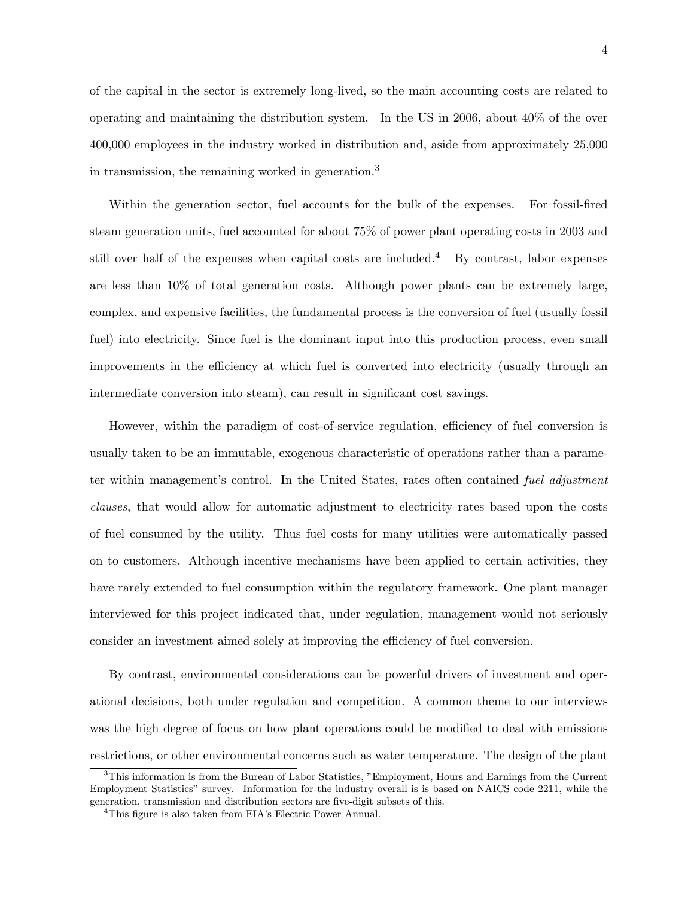of the capital in the sector is extremely long-lived, so the main accounting costs are related to operating and maintaining the distribution system. In the US in 2006, about 40% of the over 400,000 employees in the industry worked in distribution and, aside from approximately 25,000 in transmission, the remaining worked in generation.[3]

Within the generation sector, fuel accounts for the bulk of the expenses. For fossil-fired steam generation units, fuel accounted for about 75% of power plant operating costs in 2003 and still over half of the expenses when capital costs are included.[4] By contrast, labor expenses are less than 10% of total generation costs. Although power plants can be extremely large, complex, and expensive facilities, the fundamental process is the conversion of fuel (usually fossil fuel) into electricity. Since fuel is the dominant input into this production process, even small improvements in the efficiency at which fuel is converted into electricity (usually through an intermediate conversion into steam), can result in significant cost savings.

However, within the paradigm of cost-of-service regulation, efficiency of fuel conversion is usually taken to be an immutable, exogenous characteristic of operations rather than a parameter within management's control. In the United States, rates often contained *fuel adjustment clauses*, that would allow for automatic adjustment to electricity rates based upon the costs of fuel consumed by the utility. Thus fuel costs for many utilities were automatically passed on to customers. Although incentive mechanisms have been applied to certain activities, they have rarely extended to fuel consumption within the regulatory framework. One plant manager interviewed for this project indicated that, under regulation, management would not seriously consider an investment aimed solely at improving the efficiency of fuel conversion.

By contrast, environmental considerations can be powerful drivers of investment and operational decisions, both under regulation and competition. A common theme to our interviews was the high degree of focus on how plant operations could be modified to deal with emissions restrictions, or other environmental concerns such as water temperature. The design of the plant

[3] This information is from the Bureau of Labor Statistics, "Employment, Hours and Earnings from the Current Employment Statistics" survey. Information for the industry overall is is based on NAICS code 2211, while the generation, transmission and distribution sectors are five-digit subsets of this.

[4] This figure is also taken from EIA's Electric Power Annual.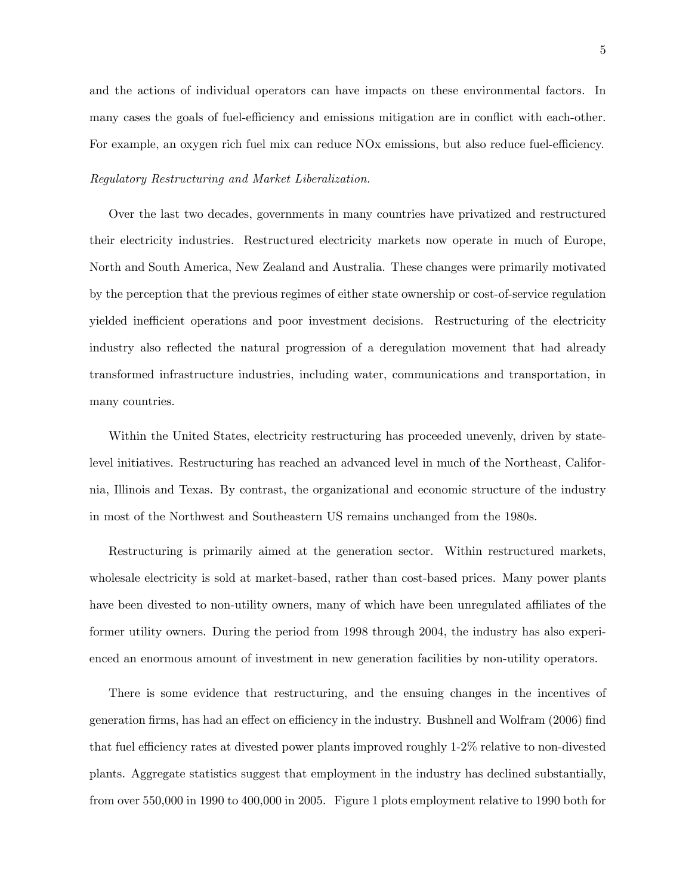and the actions of individual operators can have impacts on these environmental factors. In many cases the goals of fuel-efficiency and emissions mitigation are in conflict with each-other. For example, an oxygen rich fuel mix can reduce NOx emissions, but also reduce fuel-efficiency.

*Regulatory Restructuring and Market Liberalization.*

Over the last two decades, governments in many countries have privatized and restructured their electricity industries. Restructured electricity markets now operate in much of Europe, North and South America, New Zealand and Australia. These changes were primarily motivated by the perception that the previous regimes of either state ownership or cost-of-service regulation yielded inefficient operations and poor investment decisions. Restructuring of the electricity industry also reflected the natural progression of a deregulation movement that had already transformed infrastructure industries, including water, communications and transportation, in many countries.

Within the United States, electricity restructuring has proceeded unevenly, driven by state-level initiatives. Restructuring has reached an advanced level in much of the Northeast, California, Illinois and Texas. By contrast, the organizational and economic structure of the industry in most of the Northwest and Southeastern US remains unchanged from the 1980s.

Restructuring is primarily aimed at the generation sector. Within restructured markets, wholesale electricity is sold at market-based, rather than cost-based prices. Many power plants have been divested to non-utility owners, many of which have been unregulated affiliates of the former utility owners. During the period from 1998 through 2004, the industry has also experienced an enormous amount of investment in new generation facilities by non-utility operators.

There is some evidence that restructuring, and the ensuing changes in the incentives of generation firms, has had an effect on efficiency in the industry. Bushnell and Wolfram (2006) find that fuel efficiency rates at divested power plants improved roughly 1-2% relative to non-divested plants. Aggregate statistics suggest that employment in the industry has declined substantially, from over 550,000 in 1990 to 400,000 in 2005. Figure 1 plots employment relative to 1990 both for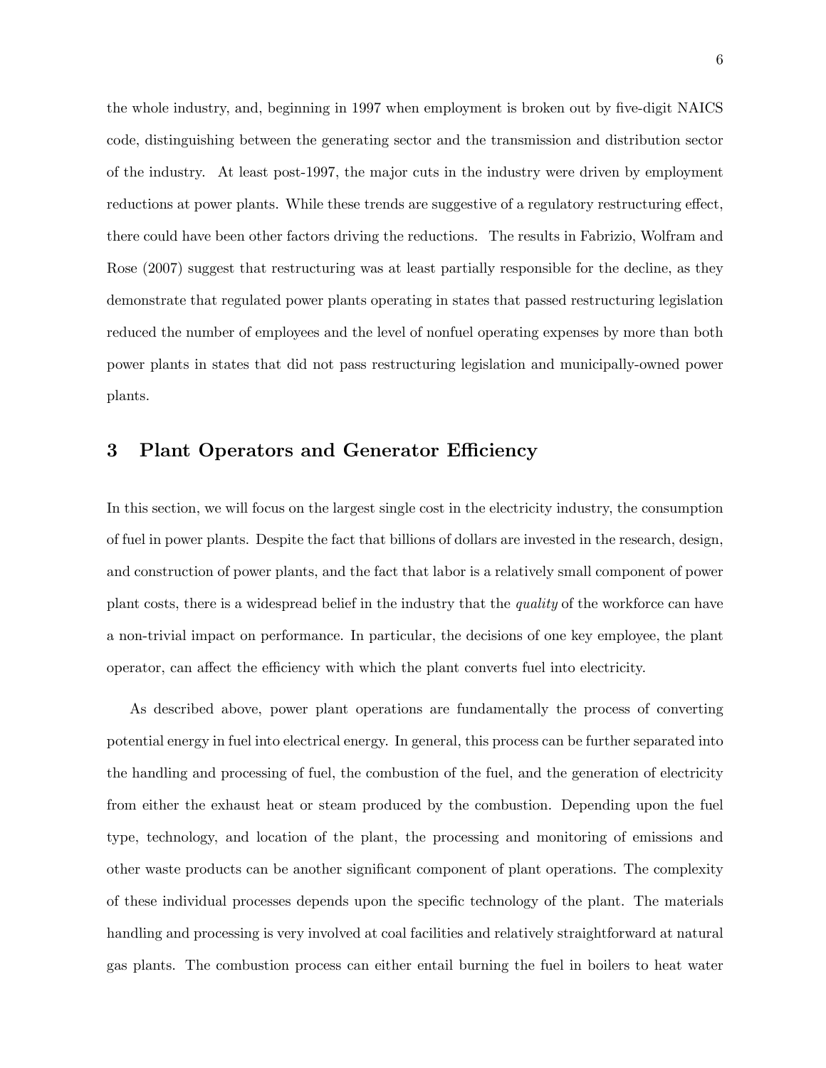the whole industry, and, beginning in 1997 when employment is broken out by five-digit NAICS code, distinguishing between the generating sector and the transmission and distribution sector of the industry. At least post-1997, the major cuts in the industry were driven by employment reductions at power plants. While these trends are suggestive of a regulatory restructuring effect, there could have been other factors driving the reductions. The results in Fabrizio, Wolfram and Rose (2007) suggest that restructuring was at least partially responsible for the decline, as they demonstrate that regulated power plants operating in states that passed restructuring legislation reduced the number of employees and the level of nonfuel operating expenses by more than both power plants in states that did not pass restructuring legislation and municipally-owned power plants.

## 3 Plant Operators and Generator Efficiency

In this section, we will focus on the largest single cost in the electricity industry, the consumption of fuel in power plants. Despite the fact that billions of dollars are invested in the research, design, and construction of power plants, and the fact that labor is a relatively small component of power plant costs, there is a widespread belief in the industry that the *quality* of the workforce can have a non-trivial impact on performance. In particular, the decisions of one key employee, the plant operator, can affect the efficiency with which the plant converts fuel into electricity.

As described above, power plant operations are fundamentally the process of converting potential energy in fuel into electrical energy. In general, this process can be further separated into the handling and processing of fuel, the combustion of the fuel, and the generation of electricity from either the exhaust heat or steam produced by the combustion. Depending upon the fuel type, technology, and location of the plant, the processing and monitoring of emissions and other waste products can be another significant component of plant operations. The complexity of these individual processes depends upon the specific technology of the plant. The materials handling and processing is very involved at coal facilities and relatively straightforward at natural gas plants. The combustion process can either entail burning the fuel in boilers to heat water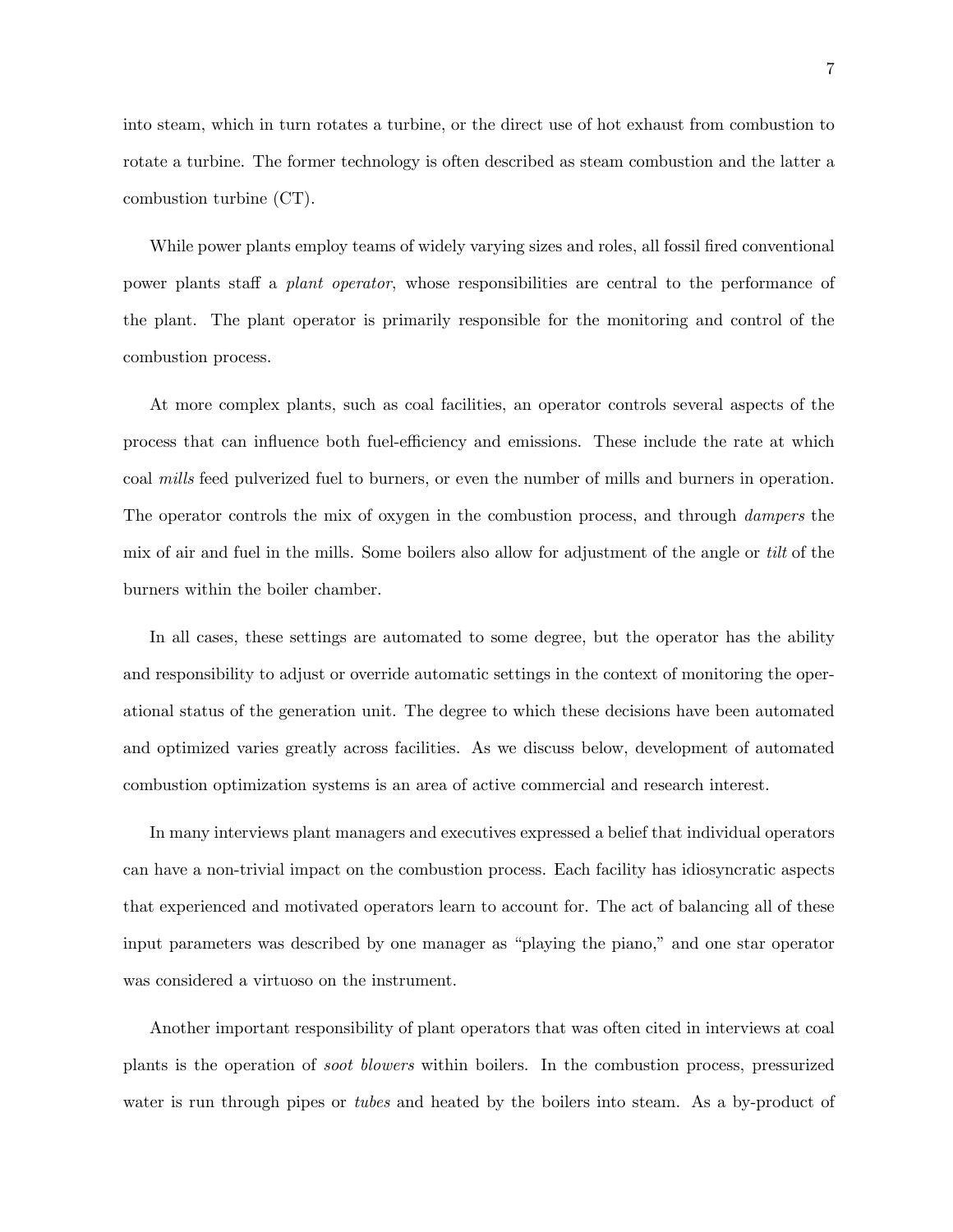into steam, which in turn rotates a turbine, or the direct use of hot exhaust from combustion to rotate a turbine. The former technology is often described as steam combustion and the latter a combustion turbine (CT).

While power plants employ teams of widely varying sizes and roles, all fossil fired conventional power plants staff a *plant operator*, whose responsibilities are central to the performance of the plant. The plant operator is primarily responsible for the monitoring and control of the combustion process.

At more complex plants, such as coal facilities, an operator controls several aspects of the process that can influence both fuel-efficiency and emissions. These include the rate at which coal *mills* feed pulverized fuel to burners, or even the number of mills and burners in operation. The operator controls the mix of oxygen in the combustion process, and through *dampers* the mix of air and fuel in the mills. Some boilers also allow for adjustment of the angle or *tilt* of the burners within the boiler chamber.

In all cases, these settings are automated to some degree, but the operator has the ability and responsibility to adjust or override automatic settings in the context of monitoring the operational status of the generation unit. The degree to which these decisions have been automated and optimized varies greatly across facilities. As we discuss below, development of automated combustion optimization systems is an area of active commercial and research interest.

In many interviews plant managers and executives expressed a belief that individual operators can have a non-trivial impact on the combustion process. Each facility has idiosyncratic aspects that experienced and motivated operators learn to account for. The act of balancing all of these input parameters was described by one manager as "playing the piano," and one star operator was considered a virtuoso on the instrument.

Another important responsibility of plant operators that was often cited in interviews at coal plants is the operation of *soot blowers* within boilers. In the combustion process, pressurized water is run through pipes or *tubes* and heated by the boilers into steam. As a by-product of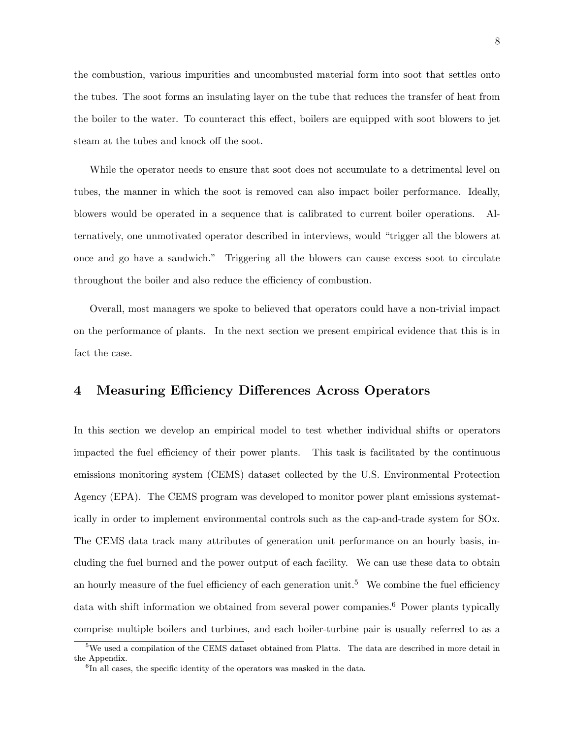the combustion, various impurities and uncombusted material form into soot that settles onto the tubes. The soot forms an insulating layer on the tube that reduces the transfer of heat from the boiler to the water. To counteract this effect, boilers are equipped with soot blowers to jet steam at the tubes and knock off the soot.

While the operator needs to ensure that soot does not accumulate to a detrimental level on tubes, the manner in which the soot is removed can also impact boiler performance. Ideally, blowers would be operated in a sequence that is calibrated to current boiler operations. Alternatively, one unmotivated operator described in interviews, would "trigger all the blowers at once and go have a sandwich." Triggering all the blowers can cause excess soot to circulate throughout the boiler and also reduce the efficiency of combustion.

Overall, most managers we spoke to believed that operators could have a non-trivial impact on the performance of plants. In the next section we present empirical evidence that this is in fact the case.

## 4 Measuring Efficiency Differences Across Operators

In this section we develop an empirical model to test whether individual shifts or operators impacted the fuel efficiency of their power plants. This task is facilitated by the continuous emissions monitoring system (CEMS) dataset collected by the U.S. Environmental Protection Agency (EPA). The CEMS program was developed to monitor power plant emissions systematically in order to implement environmental controls such as the cap-and-trade system for SOx. The CEMS data track many attributes of generation unit performance on an hourly basis, including the fuel burned and the power output of each facility. We can use these data to obtain an hourly measure of the fuel efficiency of each generation unit.[5] We combine the fuel efficiency data with shift information we obtained from several power companies.[6] Power plants typically comprise multiple boilers and turbines, and each boiler-turbine pair is usually referred to as a

[5]We used a compilation of the CEMS dataset obtained from Platts. The data are described in more detail in the Appendix.

[6]In all cases, the specific identity of the operators was masked in the data.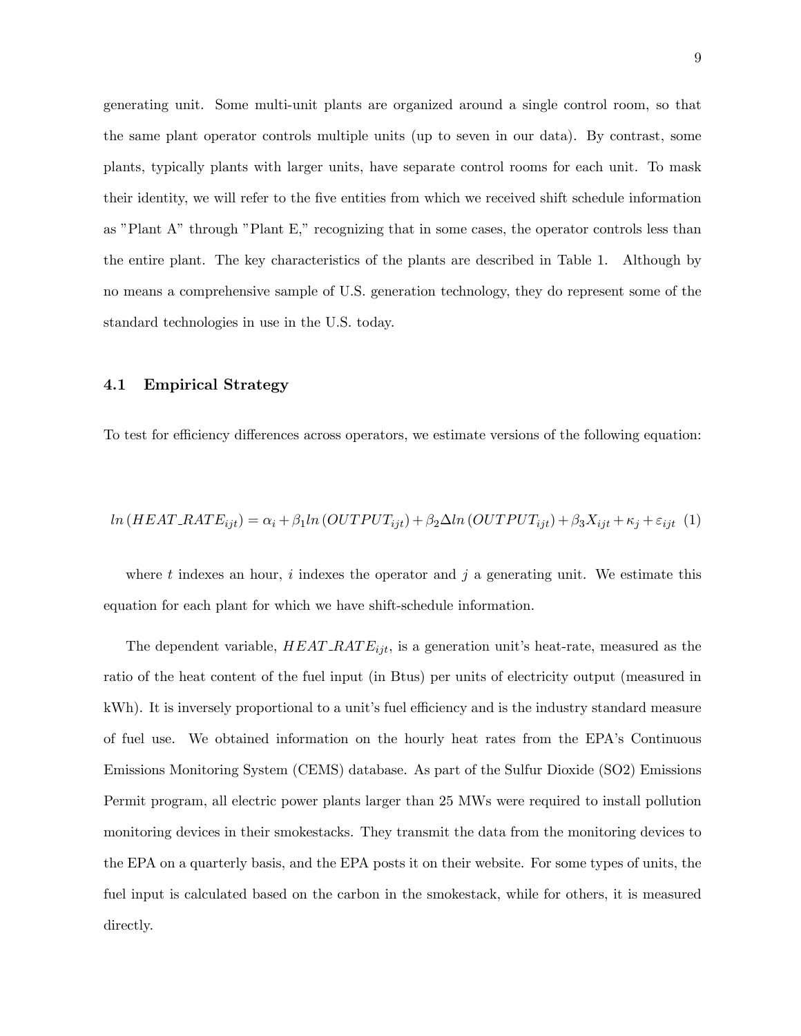generating unit. Some multi-unit plants are organized around a single control room, so that the same plant operator controls multiple units (up to seven in our data). By contrast, some plants, typically plants with larger units, have separate control rooms for each unit. To mask their identity, we will refer to the five entities from which we received shift schedule information as "Plant A" through "Plant E," recognizing that in some cases, the operator controls less than the entire plant. The key characteristics of the plants are described in Table 1. Although by no means a comprehensive sample of U.S. generation technology, they do represent some of the standard technologies in use in the U.S. today.

### 4.1 Empirical Strategy

To test for efficiency differences across operators, we estimate versions of the following equation:

$$ln\left(HEAT\_RATE_{ijt}\right) = \alpha_i + \beta_1 ln\left(OUTPUT_{ijt}\right) + \beta_2 \Delta ln\left(OUTPUT_{ijt}\right) + \beta_3 X_{ijt} + \kappa_j + \varepsilon_{ijt} \quad (1)$$

where $t$ indexes an hour, $i$ indexes the operator and $j$ a generating unit. We estimate this equation for each plant for which we have shift-schedule information.

The dependent variable, $HEAT\_RATE_{ijt}$, is a generation unit's heat-rate, measured as the ratio of the heat content of the fuel input (in Btus) per units of electricity output (measured in kWh). It is inversely proportional to a unit's fuel efficiency and is the industry standard measure of fuel use. We obtained information on the hourly heat rates from the EPA's Continuous Emissions Monitoring System (CEMS) database. As part of the Sulfur Dioxide (SO2) Emissions Permit program, all electric power plants larger than 25 MWs were required to install pollution monitoring devices in their smokestacks. They transmit the data from the monitoring devices to the EPA on a quarterly basis, and the EPA posts it on their website. For some types of units, the fuel input is calculated based on the carbon in the smokestack, while for others, it is measured directly.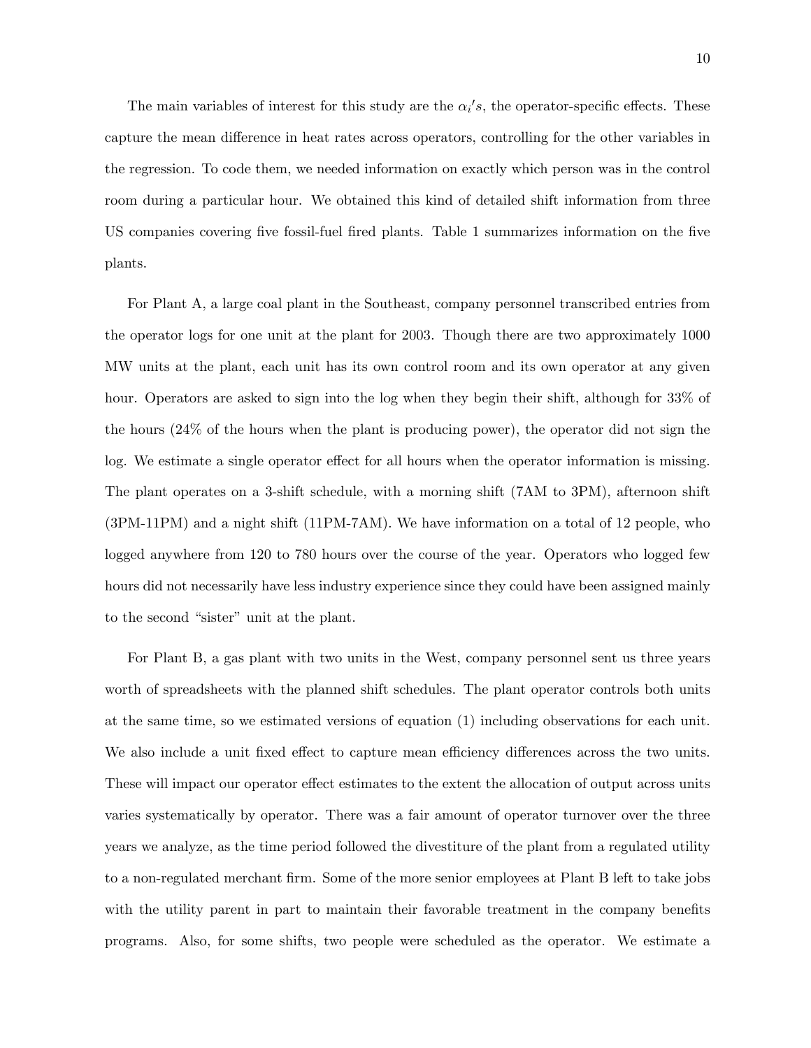The main variables of interest for this study are the $\alpha_i's$, the operator-specific effects. These capture the mean difference in heat rates across operators, controlling for the other variables in the regression. To code them, we needed information on exactly which person was in the control room during a particular hour. We obtained this kind of detailed shift information from three US companies covering five fossil-fuel fired plants. Table 1 summarizes information on the five plants.

For Plant A, a large coal plant in the Southeast, company personnel transcribed entries from the operator logs for one unit at the plant for 2003. Though there are two approximately 1000 MW units at the plant, each unit has its own control room and its own operator at any given hour. Operators are asked to sign into the log when they begin their shift, although for 33% of the hours (24% of the hours when the plant is producing power), the operator did not sign the log. We estimate a single operator effect for all hours when the operator information is missing. The plant operates on a 3-shift schedule, with a morning shift (7AM to 3PM), afternoon shift (3PM-11PM) and a night shift (11PM-7AM). We have information on a total of 12 people, who logged anywhere from 120 to 780 hours over the course of the year. Operators who logged few hours did not necessarily have less industry experience since they could have been assigned mainly to the second "sister" unit at the plant.

For Plant B, a gas plant with two units in the West, company personnel sent us three years worth of spreadsheets with the planned shift schedules. The plant operator controls both units at the same time, so we estimated versions of equation (1) including observations for each unit. We also include a unit fixed effect to capture mean efficiency differences across the two units. These will impact our operator effect estimates to the extent the allocation of output across units varies systematically by operator. There was a fair amount of operator turnover over the three years we analyze, as the time period followed the divestiture of the plant from a regulated utility to a non-regulated merchant firm. Some of the more senior employees at Plant B left to take jobs with the utility parent in part to maintain their favorable treatment in the company benefits programs. Also, for some shifts, two people were scheduled as the operator. We estimate a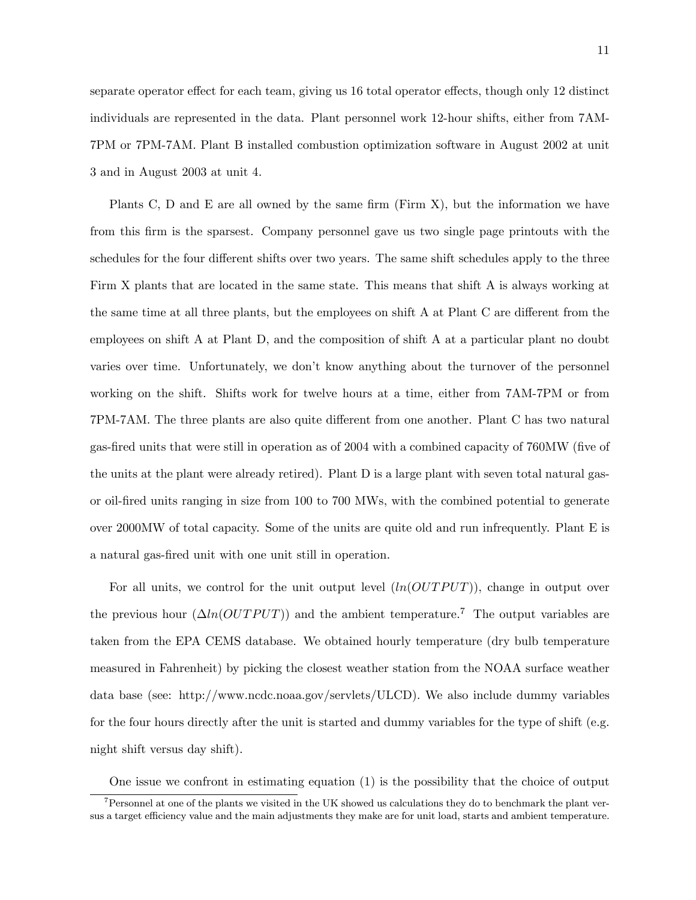separate operator effect for each team, giving us 16 total operator effects, though only 12 distinct individuals are represented in the data. Plant personnel work 12-hour shifts, either from 7AM-7PM or 7PM-7AM. Plant B installed combustion optimization software in August 2002 at unit 3 and in August 2003 at unit 4.

Plants C, D and E are all owned by the same firm (Firm X), but the information we have from this firm is the sparsest. Company personnel gave us two single page printouts with the schedules for the four different shifts over two years. The same shift schedules apply to the three Firm X plants that are located in the same state. This means that shift A is always working at the same time at all three plants, but the employees on shift A at Plant C are different from the employees on shift A at Plant D, and the composition of shift A at a particular plant no doubt varies over time. Unfortunately, we don't know anything about the turnover of the personnel working on the shift. Shifts work for twelve hours at a time, either from 7AM-7PM or from 7PM-7AM. The three plants are also quite different from one another. Plant C has two natural gas-fired units that were still in operation as of 2004 with a combined capacity of 760MW (five of the units at the plant were already retired). Plant D is a large plant with seven total natural gas- or oil-fired units ranging in size from 100 to 700 MWs, with the combined potential to generate over 2000MW of total capacity. Some of the units are quite old and run infrequently. Plant E is a natural gas-fired unit with one unit still in operation.

For all units, we control for the unit output level ($ln(OUTPUT)$), change in output over the previous hour ($\Delta ln(OUTPUT)$) and the ambient temperature.[7] The output variables are taken from the EPA CEMS database. We obtained hourly temperature (dry bulb temperature measured in Fahrenheit) by picking the closest weather station from the NOAA surface weather data base (see: http://www.ncdc.noaa.gov/servlets/ULCD). We also include dummy variables for the four hours directly after the unit is started and dummy variables for the type of shift (e.g. night shift versus day shift).

One issue we confront in estimating equation (1) is the possibility that the choice of output

[7] Personnel at one of the plants we visited in the UK showed us calculations they do to benchmark the plant versus a target efficiency value and the main adjustments they make are for unit load, starts and ambient temperature.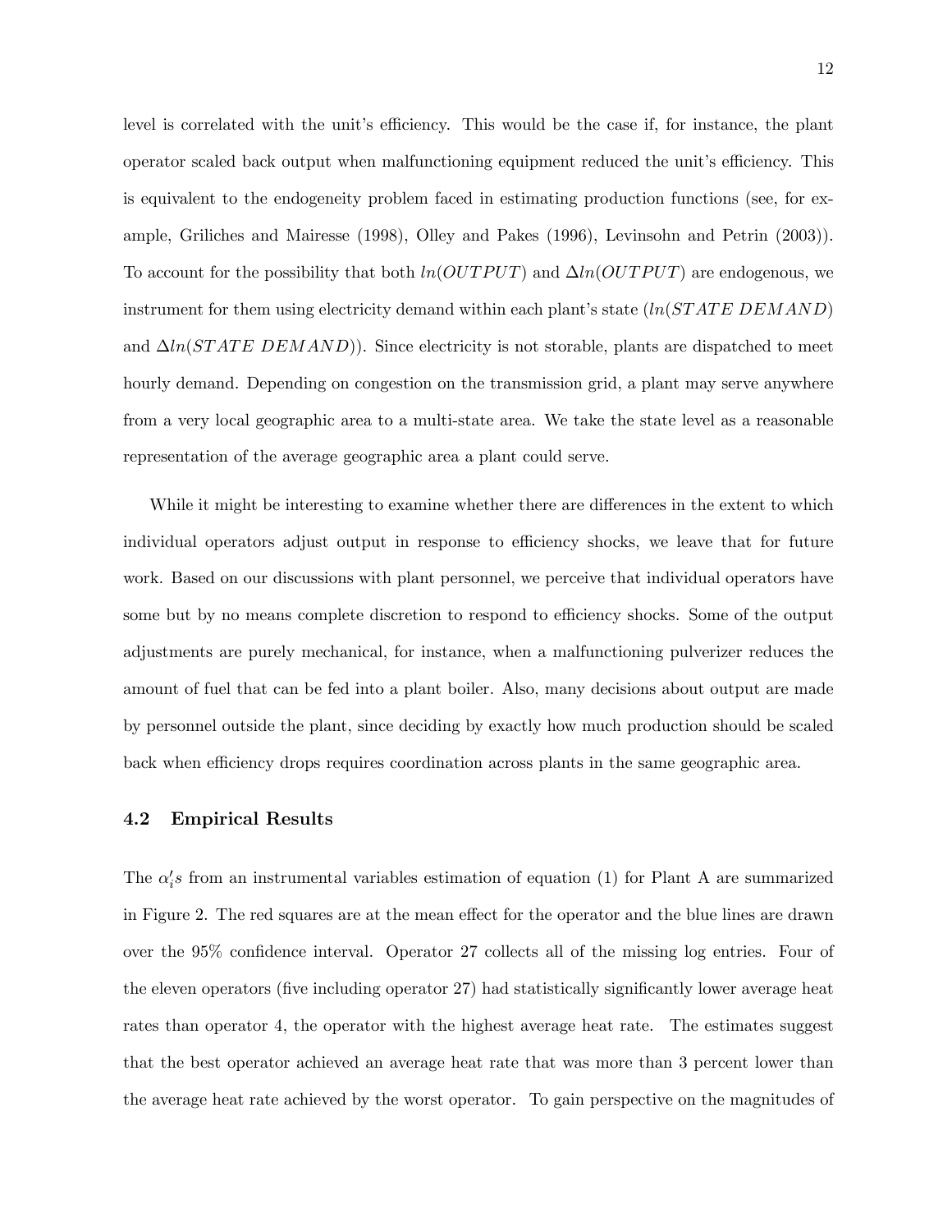level is correlated with the unit's efficiency. This would be the case if, for instance, the plant operator scaled back output when malfunctioning equipment reduced the unit's efficiency. This is equivalent to the endogeneity problem faced in estimating production functions (see, for example, Griliches and Mairesse (1998), Olley and Pakes (1996), Levinsohn and Petrin (2003)). To account for the possibility that both $ln(OUTPUT)$ and $\Delta ln(OUTPUT)$ are endogenous, we instrument for them using electricity demand within each plant's state ($ln(STATE\ DEMAND)$ and $\Delta ln(STATE\ DEMAND)$). Since electricity is not storable, plants are dispatched to meet hourly demand. Depending on congestion on the transmission grid, a plant may serve anywhere from a very local geographic area to a multi-state area. We take the state level as a reasonable representation of the average geographic area a plant could serve.

While it might be interesting to examine whether there are differences in the extent to which individual operators adjust output in response to efficiency shocks, we leave that for future work. Based on our discussions with plant personnel, we perceive that individual operators have some but by no means complete discretion to respond to efficiency shocks. Some of the output adjustments are purely mechanical, for instance, when a malfunctioning pulverizer reduces the amount of fuel that can be fed into a plant boiler. Also, many decisions about output are made by personnel outside the plant, since deciding by exactly how much production should be scaled back when efficiency drops requires coordination across plants in the same geographic area.

### 4.2 Empirical Results

The $\alpha_i's$ from an instrumental variables estimation of equation (1) for Plant A are summarized in Figure 2. The red squares are at the mean effect for the operator and the blue lines are drawn over the 95% confidence interval. Operator 27 collects all of the missing log entries. Four of the eleven operators (five including operator 27) had statistically significantly lower average heat rates than operator 4, the operator with the highest average heat rate. The estimates suggest that the best operator achieved an average heat rate that was more than 3 percent lower than the average heat rate achieved by the worst operator. To gain perspective on the magnitudes of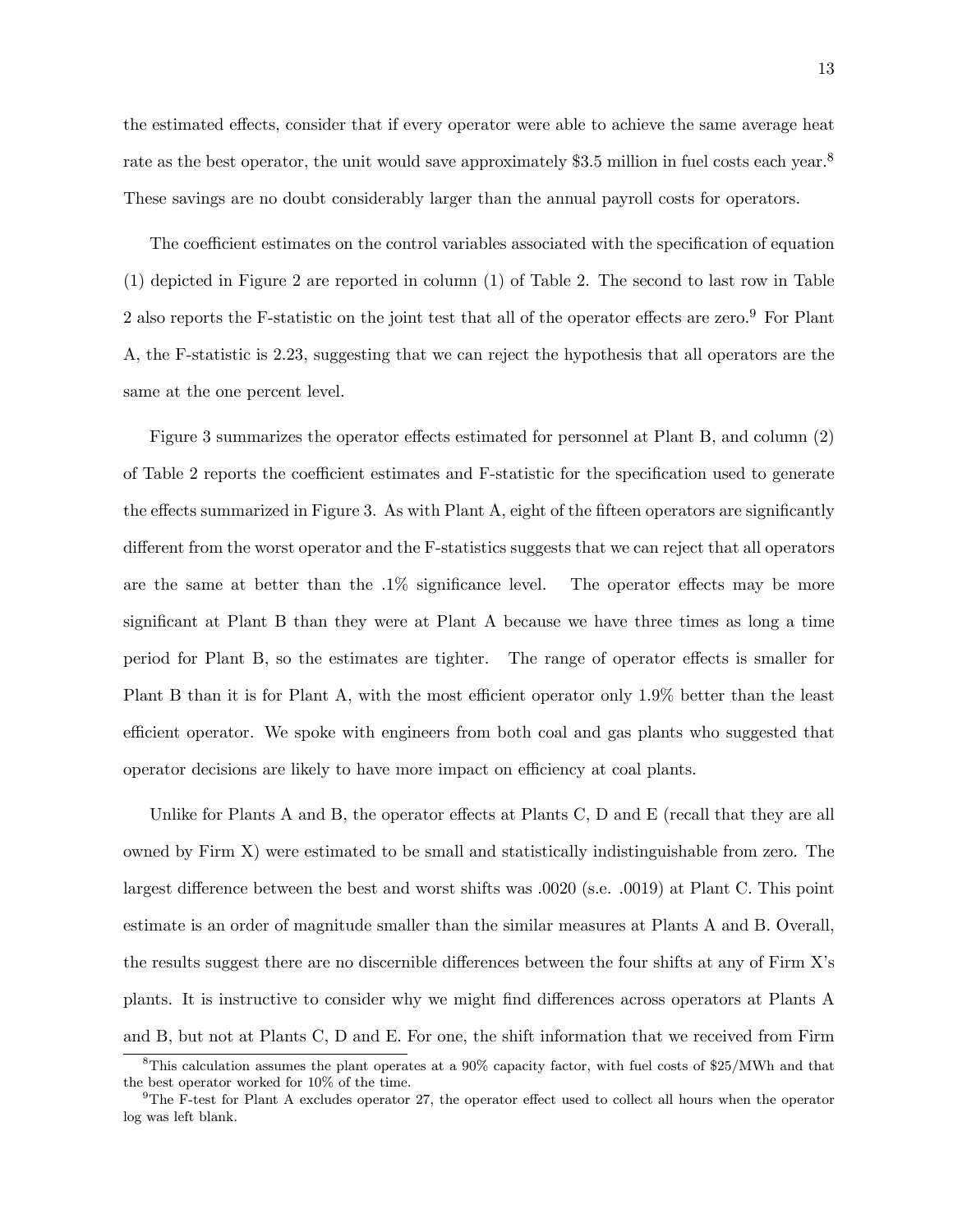the estimated effects, consider that if every operator were able to achieve the same average heat rate as the best operator, the unit would save approximately $3.5 million in fuel costs each year.[8] These savings are no doubt considerably larger than the annual payroll costs for operators.

The coefficient estimates on the control variables associated with the specification of equation (1) depicted in Figure 2 are reported in column (1) of Table 2. The second to last row in Table 2 also reports the F-statistic on the joint test that all of the operator effects are zero.[9] For Plant A, the F-statistic is 2.23, suggesting that we can reject the hypothesis that all operators are the same at the one percent level.

Figure 3 summarizes the operator effects estimated for personnel at Plant B, and column (2) of Table 2 reports the coefficient estimates and F-statistic for the specification used to generate the effects summarized in Figure 3. As with Plant A, eight of the fifteen operators are significantly different from the worst operator and the F-statistics suggests that we can reject that all operators are the same at better than the .1% significance level. The operator effects may be more significant at Plant B than they were at Plant A because we have three times as long a time period for Plant B, so the estimates are tighter. The range of operator effects is smaller for Plant B than it is for Plant A, with the most efficient operator only 1.9% better than the least efficient operator. We spoke with engineers from both coal and gas plants who suggested that operator decisions are likely to have more impact on efficiency at coal plants.

Unlike for Plants A and B, the operator effects at Plants C, D and E (recall that they are all owned by Firm X) were estimated to be small and statistically indistinguishable from zero. The largest difference between the best and worst shifts was .0020 (s.e. .0019) at Plant C. This point estimate is an order of magnitude smaller than the similar measures at Plants A and B. Overall, the results suggest there are no discernible differences between the four shifts at any of Firm X's plants. It is instructive to consider why we might find differences across operators at Plants A and B, but not at Plants C, D and E. For one, the shift information that we received from Firm

[8] This calculation assumes the plant operates at a 90% capacity factor, with fuel costs of $25/MWh and that the best operator worked for 10% of the time.

[9] The F-test for Plant A excludes operator 27, the operator effect used to collect all hours when the operator log was left blank.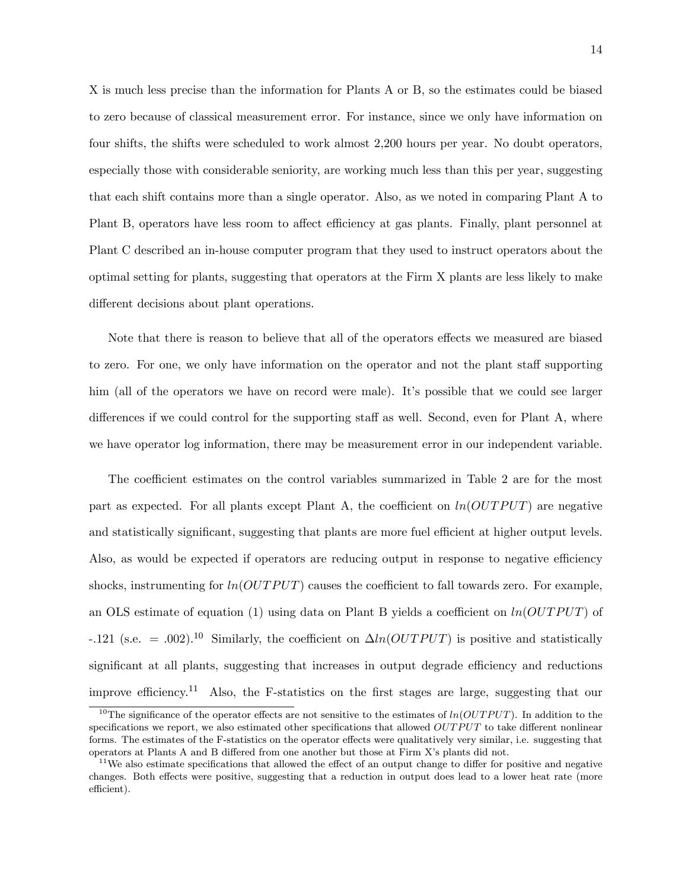X is much less precise than the information for Plants A or B, so the estimates could be biased to zero because of classical measurement error. For instance, since we only have information on four shifts, the shifts were scheduled to work almost 2,200 hours per year. No doubt operators, especially those with considerable seniority, are working much less than this per year, suggesting that each shift contains more than a single operator. Also, as we noted in comparing Plant A to Plant B, operators have less room to affect efficiency at gas plants. Finally, plant personnel at Plant C described an in-house computer program that they used to instruct operators about the optimal setting for plants, suggesting that operators at the Firm X plants are less likely to make different decisions about plant operations.

Note that there is reason to believe that all of the operators effects we measured are biased to zero. For one, we only have information on the operator and not the plant staff supporting him (all of the operators we have on record were male). It's possible that we could see larger differences if we could control for the supporting staff as well. Second, even for Plant A, where we have operator log information, there may be measurement error in our independent variable.

The coefficient estimates on the control variables summarized in Table 2 are for the most part as expected. For all plants except Plant A, the coefficient on $ln(OUTPUT)$ are negative and statistically significant, suggesting that plants are more fuel efficient at higher output levels. Also, as would be expected if operators are reducing output in response to negative efficiency shocks, instrumenting for $ln(OUTPUT)$ causes the coefficient to fall towards zero. For example, an OLS estimate of equation (1) using data on Plant B yields a coefficient on $ln(OUTPUT)$ of -.121 (s.e. = .002).[10] Similarly, the coefficient on $\Delta ln(OUTPUT)$ is positive and statistically significant at all plants, suggesting that increases in output degrade efficiency and reductions improve efficiency.[11] Also, the F-statistics on the first stages are large, suggesting that our

---

[10] The significance of the operator effects are not sensitive to the estimates of $ln(OUTPUT)$. In addition to the specifications we report, we also estimated other specifications that allowed $OUTPUT$ to take different nonlinear forms. The estimates of the F-statistics on the operator effects were qualitatively very similar, i.e. suggesting that operators at Plants A and B differed from one another but those at Firm X's plants did not.

[11] We also estimate specifications that allowed the effect of an output change to differ for positive and negative changes. Both effects were positive, suggesting that a reduction in output does lead to a lower heat rate (more efficient).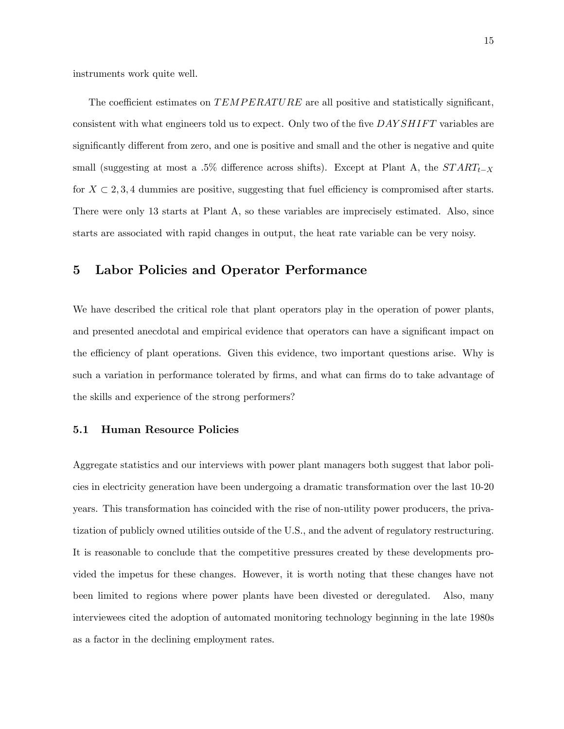instruments work quite well.

The coefficient estimates on $TEMPERATURE$ are all positive and statistically significant, consistent with what engineers told us to expect. Only two of the five $DAYSHIFT$ variables are significantly different from zero, and one is positive and small and the other is negative and quite small (suggesting at most a .5% difference across shifts). Except at Plant A, the $START_{t-X}$ for $X \subset 2, 3, 4$ dummies are positive, suggesting that fuel efficiency is compromised after starts. There were only 13 starts at Plant A, so these variables are imprecisely estimated. Also, since starts are associated with rapid changes in output, the heat rate variable can be very noisy.

## 5 Labor Policies and Operator Performance

We have described the critical role that plant operators play in the operation of power plants, and presented anecdotal and empirical evidence that operators can have a significant impact on the efficiency of plant operations. Given this evidence, two important questions arise. Why is such a variation in performance tolerated by firms, and what can firms do to take advantage of the skills and experience of the strong performers?

### 5.1 Human Resource Policies

Aggregate statistics and our interviews with power plant managers both suggest that labor policies in electricity generation have been undergoing a dramatic transformation over the last 10-20 years. This transformation has coincided with the rise of non-utility power producers, the privatization of publicly owned utilities outside of the U.S., and the advent of regulatory restructuring. It is reasonable to conclude that the competitive pressures created by these developments provided the impetus for these changes. However, it is worth noting that these changes have not been limited to regions where power plants have been divested or deregulated. Also, many interviewees cited the adoption of automated monitoring technology beginning in the late 1980s as a factor in the declining employment rates.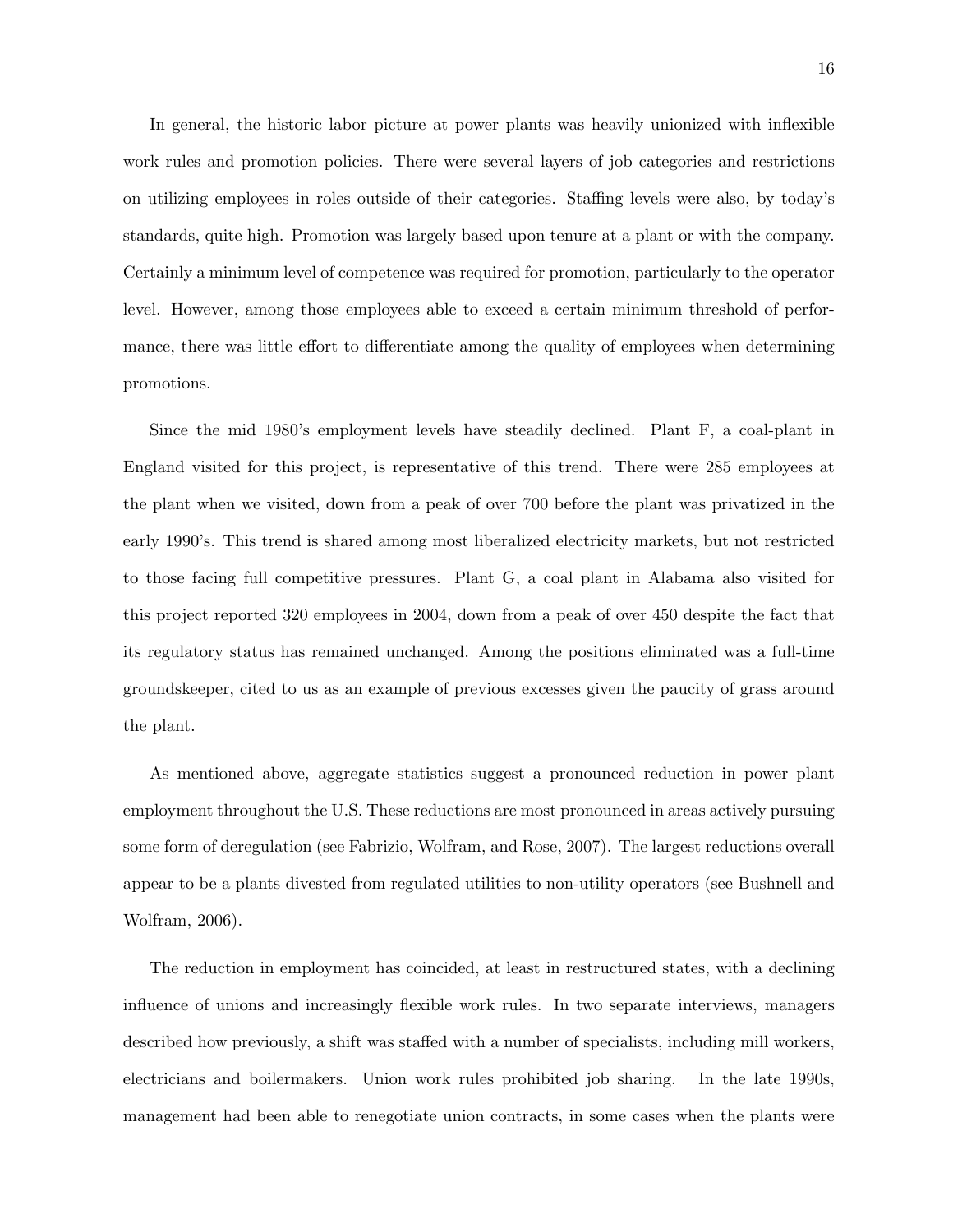In general, the historic labor picture at power plants was heavily unionized with inflexible work rules and promotion policies. There were several layers of job categories and restrictions on utilizing employees in roles outside of their categories. Staffing levels were also, by today's standards, quite high. Promotion was largely based upon tenure at a plant or with the company. Certainly a minimum level of competence was required for promotion, particularly to the operator level. However, among those employees able to exceed a certain minimum threshold of performance, there was little effort to differentiate among the quality of employees when determining promotions.

Since the mid 1980's employment levels have steadily declined. Plant F, a coal-plant in England visited for this project, is representative of this trend. There were 285 employees at the plant when we visited, down from a peak of over 700 before the plant was privatized in the early 1990's. This trend is shared among most liberalized electricity markets, but not restricted to those facing full competitive pressures. Plant G, a coal plant in Alabama also visited for this project reported 320 employees in 2004, down from a peak of over 450 despite the fact that its regulatory status has remained unchanged. Among the positions eliminated was a full-time groundskeeper, cited to us as an example of previous excesses given the paucity of grass around the plant.

As mentioned above, aggregate statistics suggest a pronounced reduction in power plant employment throughout the U.S. These reductions are most pronounced in areas actively pursuing some form of deregulation (see Fabrizio, Wolfram, and Rose, 2007). The largest reductions overall appear to be a plants divested from regulated utilities to non-utility operators (see Bushnell and Wolfram, 2006).

The reduction in employment has coincided, at least in restructured states, with a declining influence of unions and increasingly flexible work rules. In two separate interviews, managers described how previously, a shift was staffed with a number of specialists, including mill workers, electricians and boilermakers. Union work rules prohibited job sharing. In the late 1990s, management had been able to renegotiate union contracts, in some cases when the plants were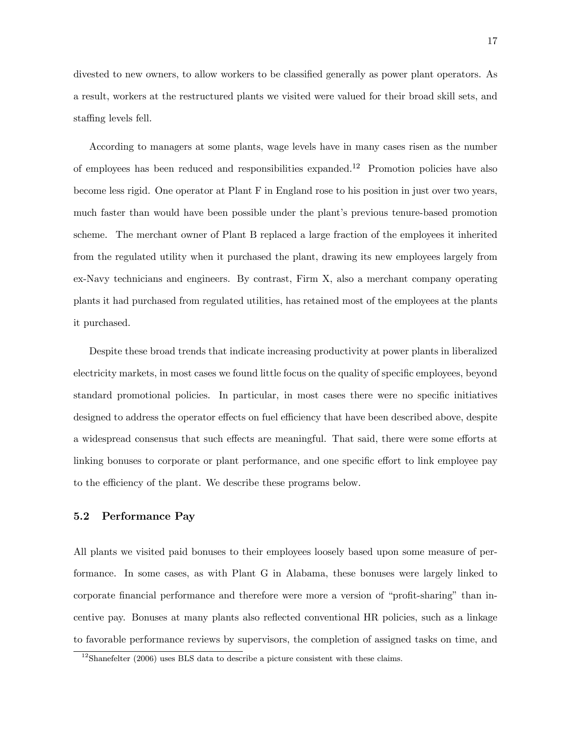divested to new owners, to allow workers to be classified generally as power plant operators. As a result, workers at the restructured plants we visited were valued for their broad skill sets, and staffing levels fell.

According to managers at some plants, wage levels have in many cases risen as the number of employees has been reduced and responsibilities expanded.[12] Promotion policies have also become less rigid. One operator at Plant F in England rose to his position in just over two years, much faster than would have been possible under the plant's previous tenure-based promotion scheme. The merchant owner of Plant B replaced a large fraction of the employees it inherited from the regulated utility when it purchased the plant, drawing its new employees largely from ex-Navy technicians and engineers. By contrast, Firm X, also a merchant company operating plants it had purchased from regulated utilities, has retained most of the employees at the plants it purchased.

Despite these broad trends that indicate increasing productivity at power plants in liberalized electricity markets, in most cases we found little focus on the quality of specific employees, beyond standard promotional policies. In particular, in most cases there were no specific initiatives designed to address the operator effects on fuel efficiency that have been described above, despite a widespread consensus that such effects are meaningful. That said, there were some efforts at linking bonuses to corporate or plant performance, and one specific effort to link employee pay to the efficiency of the plant. We describe these programs below.

### 5.2 Performance Pay

All plants we visited paid bonuses to their employees loosely based upon some measure of performance. In some cases, as with Plant G in Alabama, these bonuses were largely linked to corporate financial performance and therefore were more a version of "profit-sharing" than incentive pay. Bonuses at many plants also reflected conventional HR policies, such as a linkage to favorable performance reviews by supervisors, the completion of assigned tasks on time, and

[12] Shanefelter (2006) uses BLS data to describe a picture consistent with these claims.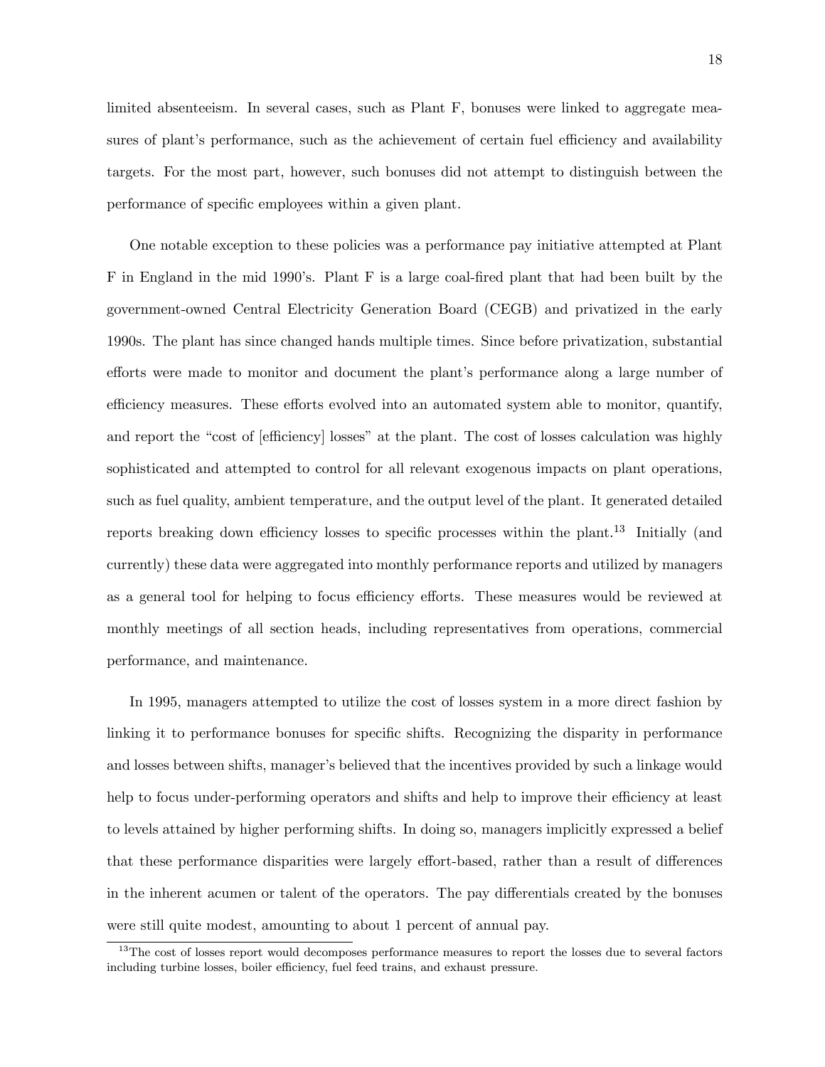limited absenteeism. In several cases, such as Plant F, bonuses were linked to aggregate measures of plant's performance, such as the achievement of certain fuel efficiency and availability targets. For the most part, however, such bonuses did not attempt to distinguish between the performance of specific employees within a given plant.

One notable exception to these policies was a performance pay initiative attempted at Plant F in England in the mid 1990's. Plant F is a large coal-fired plant that had been built by the government-owned Central Electricity Generation Board (CEGB) and privatized in the early 1990s. The plant has since changed hands multiple times. Since before privatization, substantial efforts were made to monitor and document the plant's performance along a large number of efficiency measures. These efforts evolved into an automated system able to monitor, quantify, and report the "cost of [efficiency] losses" at the plant. The cost of losses calculation was highly sophisticated and attempted to control for all relevant exogenous impacts on plant operations, such as fuel quality, ambient temperature, and the output level of the plant. It generated detailed reports breaking down efficiency losses to specific processes within the plant.[13] Initially (and currently) these data were aggregated into monthly performance reports and utilized by managers as a general tool for helping to focus efficiency efforts. These measures would be reviewed at monthly meetings of all section heads, including representatives from operations, commercial performance, and maintenance.

In 1995, managers attempted to utilize the cost of losses system in a more direct fashion by linking it to performance bonuses for specific shifts. Recognizing the disparity in performance and losses between shifts, manager's believed that the incentives provided by such a linkage would help to focus under-performing operators and shifts and help to improve their efficiency at least to levels attained by higher performing shifts. In doing so, managers implicitly expressed a belief that these performance disparities were largely effort-based, rather than a result of differences in the inherent acumen or talent of the operators. The pay differentials created by the bonuses were still quite modest, amounting to about 1 percent of annual pay.

[13] The cost of losses report would decomposes performance measures to report the losses due to several factors including turbine losses, boiler efficiency, fuel feed trains, and exhaust pressure.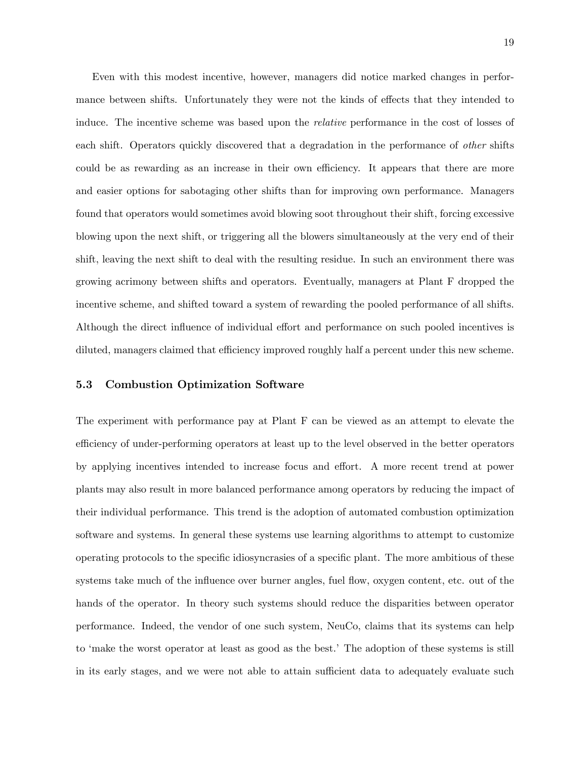Even with this modest incentive, however, managers did notice marked changes in performance between shifts. Unfortunately they were not the kinds of effects that they intended to induce. The incentive scheme was based upon the *relative* performance in the cost of losses of each shift. Operators quickly discovered that a degradation in the performance of *other* shifts could be as rewarding as an increase in their own efficiency. It appears that there are more and easier options for sabotaging other shifts than for improving own performance. Managers found that operators would sometimes avoid blowing soot throughout their shift, forcing excessive blowing upon the next shift, or triggering all the blowers simultaneously at the very end of their shift, leaving the next shift to deal with the resulting residue. In such an environment there was growing acrimony between shifts and operators. Eventually, managers at Plant F dropped the incentive scheme, and shifted toward a system of rewarding the pooled performance of all shifts. Although the direct influence of individual effort and performance on such pooled incentives is diluted, managers claimed that efficiency improved roughly half a percent under this new scheme.

### 5.3 Combustion Optimization Software

The experiment with performance pay at Plant F can be viewed as an attempt to elevate the efficiency of under-performing operators at least up to the level observed in the better operators by applying incentives intended to increase focus and effort. A more recent trend at power plants may also result in more balanced performance among operators by reducing the impact of their individual performance. This trend is the adoption of automated combustion optimization software and systems. In general these systems use learning algorithms to attempt to customize operating protocols to the specific idiosyncrasies of a specific plant. The more ambitious of these systems take much of the influence over burner angles, fuel flow, oxygen content, etc. out of the hands of the operator. In theory such systems should reduce the disparities between operator performance. Indeed, the vendor of one such system, NeuCo, claims that its systems can help to 'make the worst operator at least as good as the best.' The adoption of these systems is still in its early stages, and we were not able to attain sufficient data to adequately evaluate such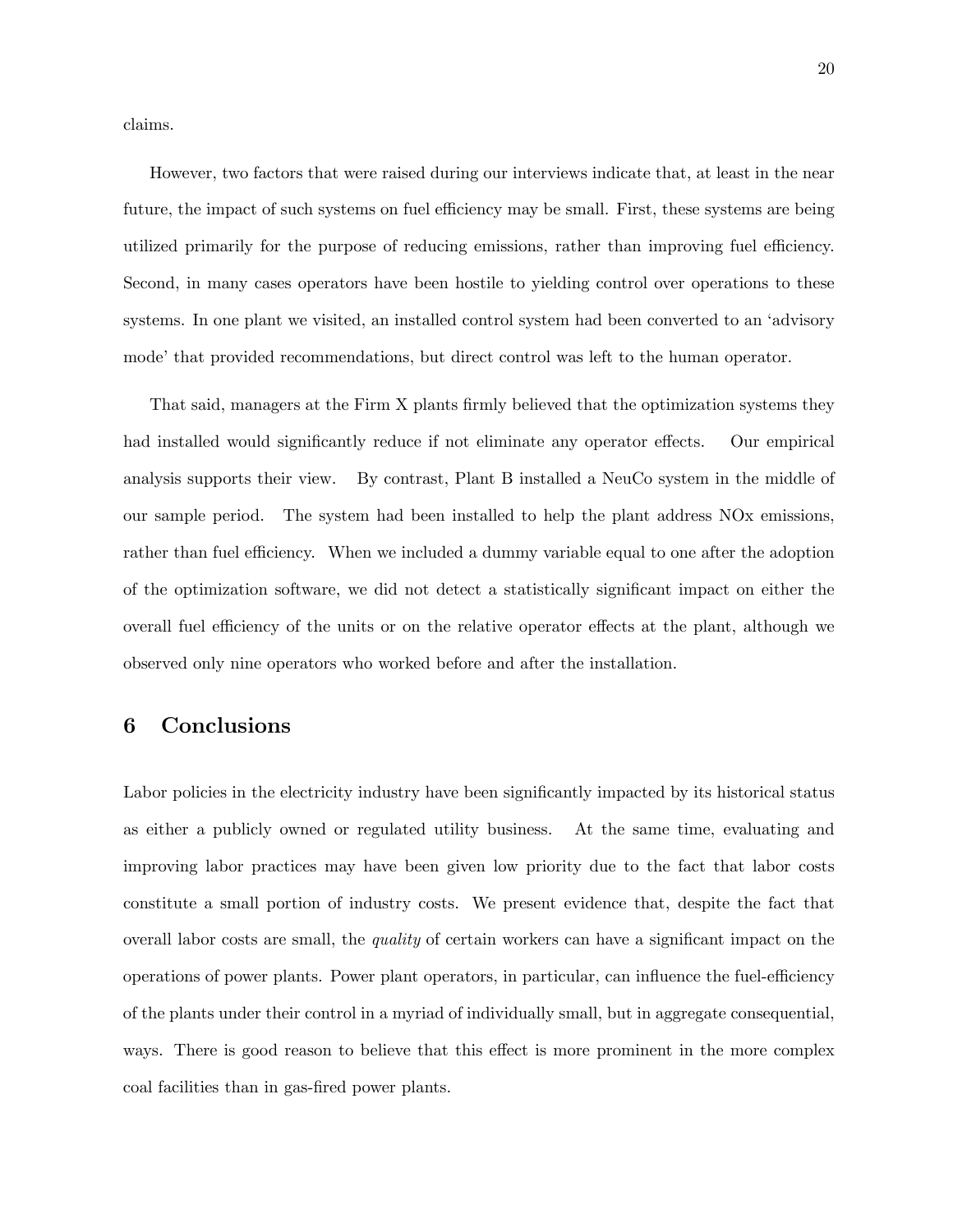claims.

However, two factors that were raised during our interviews indicate that, at least in the near future, the impact of such systems on fuel efficiency may be small. First, these systems are being utilized primarily for the purpose of reducing emissions, rather than improving fuel efficiency. Second, in many cases operators have been hostile to yielding control over operations to these systems. In one plant we visited, an installed control system had been converted to an 'advisory mode' that provided recommendations, but direct control was left to the human operator.

That said, managers at the Firm X plants firmly believed that the optimization systems they had installed would significantly reduce if not eliminate any operator effects. Our empirical analysis supports their view. By contrast, Plant B installed a NeuCo system in the middle of our sample period. The system had been installed to help the plant address NOx emissions, rather than fuel efficiency. When we included a dummy variable equal to one after the adoption of the optimization software, we did not detect a statistically significant impact on either the overall fuel efficiency of the units or on the relative operator effects at the plant, although we observed only nine operators who worked before and after the installation.

## 6 Conclusions

Labor policies in the electricity industry have been significantly impacted by its historical status as either a publicly owned or regulated utility business. At the same time, evaluating and improving labor practices may have been given low priority due to the fact that labor costs constitute a small portion of industry costs. We present evidence that, despite the fact that overall labor costs are small, the *quality* of certain workers can have a significant impact on the operations of power plants. Power plant operators, in particular, can influence the fuel-efficiency of the plants under their control in a myriad of individually small, but in aggregate consequential, ways. There is good reason to believe that this effect is more prominent in the more complex coal facilities than in gas-fired power plants.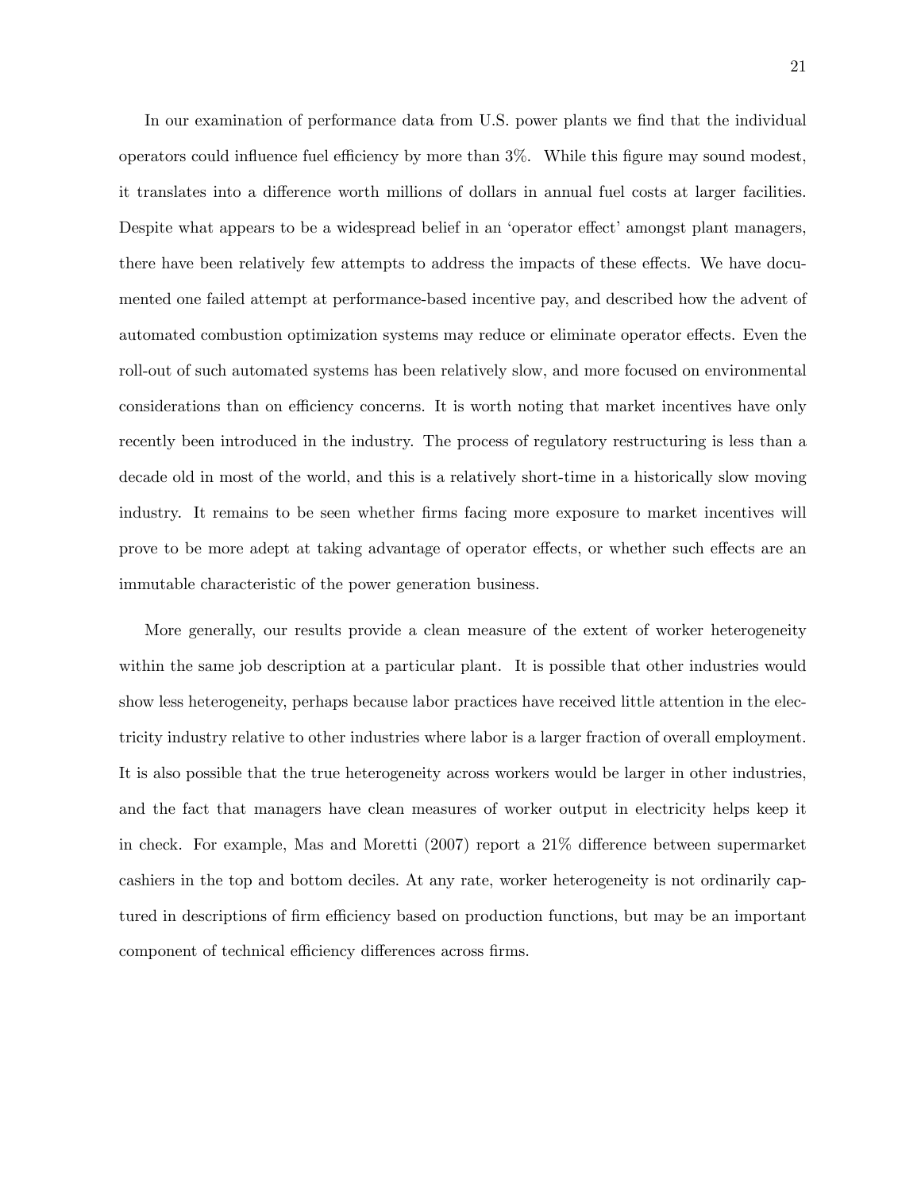In our examination of performance data from U.S. power plants we find that the individual operators could influence fuel efficiency by more than 3%. While this figure may sound modest, it translates into a difference worth millions of dollars in annual fuel costs at larger facilities. Despite what appears to be a widespread belief in an 'operator effect' amongst plant managers, there have been relatively few attempts to address the impacts of these effects. We have documented one failed attempt at performance-based incentive pay, and described how the advent of automated combustion optimization systems may reduce or eliminate operator effects. Even the roll-out of such automated systems has been relatively slow, and more focused on environmental considerations than on efficiency concerns. It is worth noting that market incentives have only recently been introduced in the industry. The process of regulatory restructuring is less than a decade old in most of the world, and this is a relatively short-time in a historically slow moving industry. It remains to be seen whether firms facing more exposure to market incentives will prove to be more adept at taking advantage of operator effects, or whether such effects are an immutable characteristic of the power generation business.

More generally, our results provide a clean measure of the extent of worker heterogeneity within the same job description at a particular plant. It is possible that other industries would show less heterogeneity, perhaps because labor practices have received little attention in the electricity industry relative to other industries where labor is a larger fraction of overall employment. It is also possible that the true heterogeneity across workers would be larger in other industries, and the fact that managers have clean measures of worker output in electricity helps keep it in check. For example, Mas and Moretti (2007) report a 21% difference between supermarket cashiers in the top and bottom deciles. At any rate, worker heterogeneity is not ordinarily captured in descriptions of firm efficiency based on production functions, but may be an important component of technical efficiency differences across firms.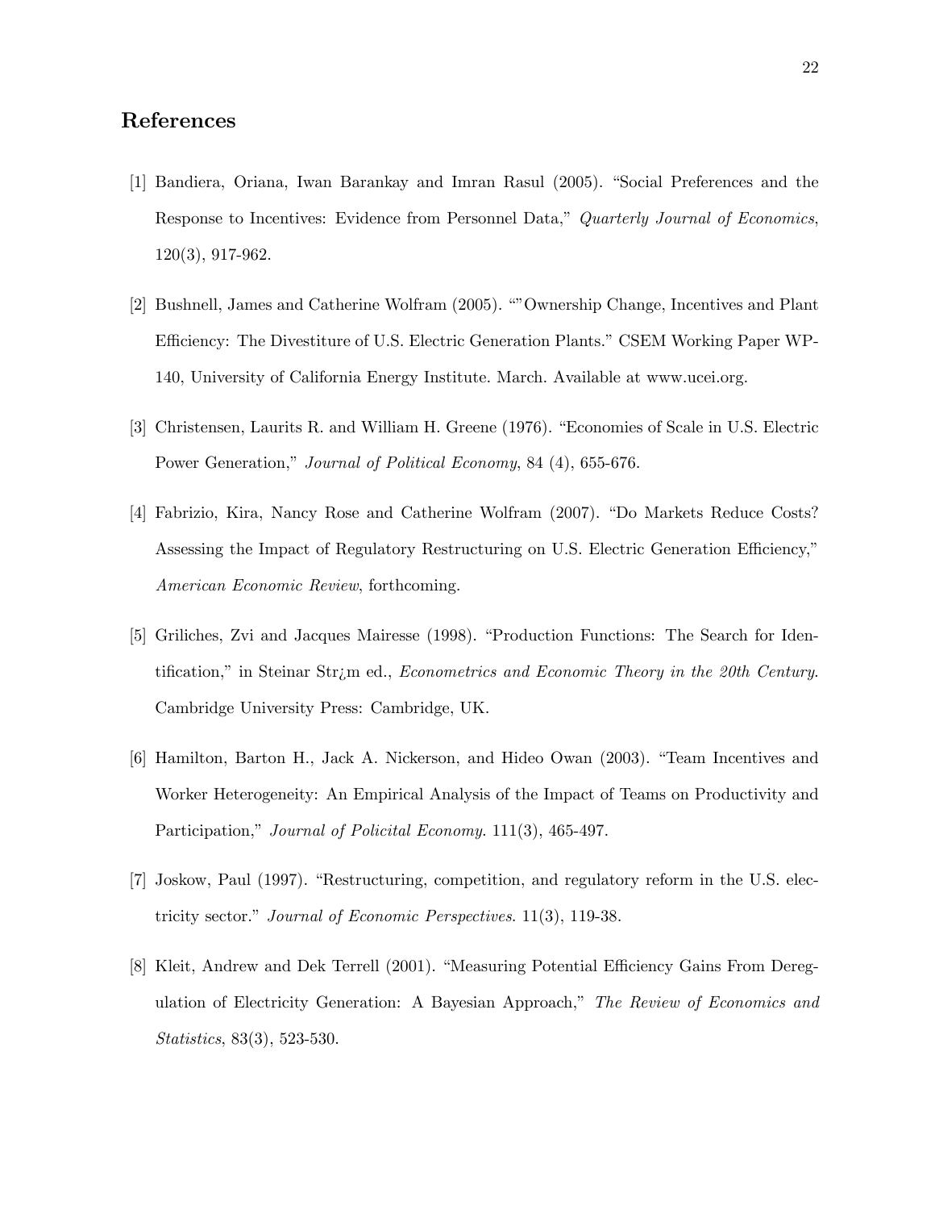## References

[1] Bandiera, Oriana, Iwan Barankay and Imran Rasul (2005). "Social Preferences and the Response to Incentives: Evidence from Personnel Data," *Quarterly Journal of Economics*, 120(3), 917-962.

[2] Bushnell, James and Catherine Wolfram (2005). ""Ownership Change, Incentives and Plant Efficiency: The Divestiture of U.S. Electric Generation Plants." CSEM Working Paper WP-140, University of California Energy Institute. March. Available at www.ucei.org.

[3] Christensen, Laurits R. and William H. Greene (1976). "Economies of Scale in U.S. Electric Power Generation," *Journal of Political Economy*, 84 (4), 655-676.

[4] Fabrizio, Kira, Nancy Rose and Catherine Wolfram (2007). "Do Markets Reduce Costs? Assessing the Impact of Regulatory Restructuring on U.S. Electric Generation Efficiency," *American Economic Review*, forthcoming.

[5] Griliches, Zvi and Jacques Mairesse (1998). "Production Functions: The Search for Identification," in Steinar Str¿m ed., *Econometrics and Economic Theory in the 20th Century*. Cambridge University Press: Cambridge, UK.

[6] Hamilton, Barton H., Jack A. Nickerson, and Hideo Owan (2003). "Team Incentives and Worker Heterogeneity: An Empirical Analysis of the Impact of Teams on Productivity and Participation," *Journal of Policital Economy*. 111(3), 465-497.

[7] Joskow, Paul (1997). "Restructuring, competition, and regulatory reform in the U.S. electricity sector." *Journal of Economic Perspectives*. 11(3), 119-38.

[8] Kleit, Andrew and Dek Terrell (2001). "Measuring Potential Efficiency Gains From Deregulation of Electricity Generation: A Bayesian Approach," *The Review of Economics and Statistics*, 83(3), 523-530.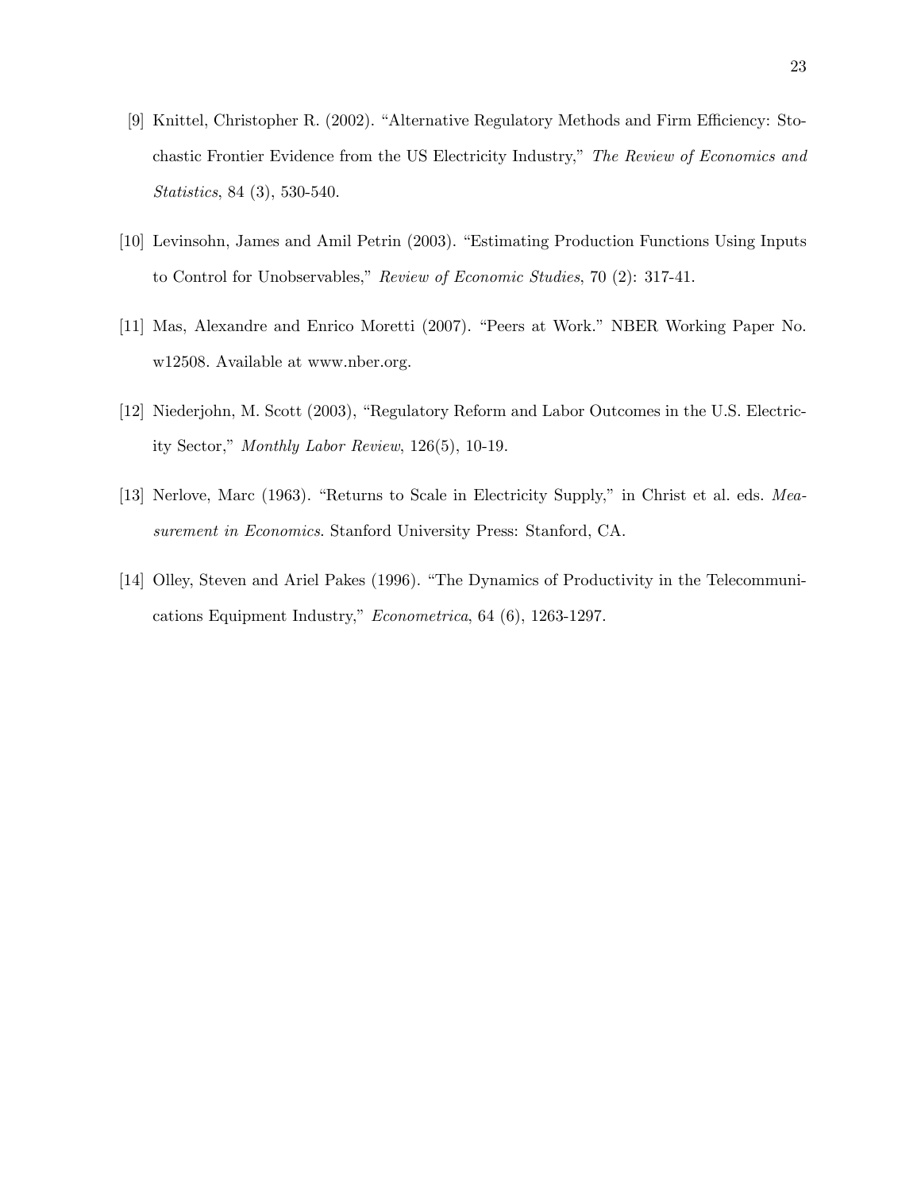[9] Knittel, Christopher R. (2002). "Alternative Regulatory Methods and Firm Efficiency: Stochastic Frontier Evidence from the US Electricity Industry," *The Review of Economics and Statistics*, 84 (3), 530-540.

[10] Levinsohn, James and Amil Petrin (2003). "Estimating Production Functions Using Inputs to Control for Unobservables," *Review of Economic Studies*, 70 (2): 317-41.

[11] Mas, Alexandre and Enrico Moretti (2007). "Peers at Work." NBER Working Paper No. w12508. Available at www.nber.org.

[12] Niederjohn, M. Scott (2003), "Regulatory Reform and Labor Outcomes in the U.S. Electricity Sector," *Monthly Labor Review*, 126(5), 10-19.

[13] Nerlove, Marc (1963). "Returns to Scale in Electricity Supply," in Christ et al. eds. *Measurement in Economics*. Stanford University Press: Stanford, CA.

[14] Olley, Steven and Ariel Pakes (1996). "The Dynamics of Productivity in the Telecommunications Equipment Industry," *Econometrica*, 64 (6), 1263-1297.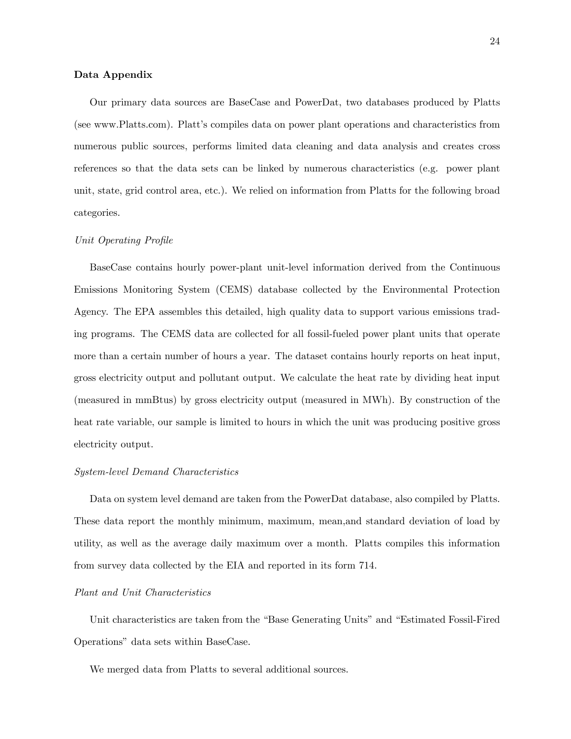## Data Appendix

Our primary data sources are BaseCase and PowerDat, two databases produced by Platts (see www.Platts.com). Platt's compiles data on power plant operations and characteristics from numerous public sources, performs limited data cleaning and data analysis and creates cross references so that the data sets can be linked by numerous characteristics (e.g. power plant unit, state, grid control area, etc.). We relied on information from Platts for the following broad categories.

*Unit Operating Profile*

BaseCase contains hourly power-plant unit-level information derived from the Continuous Emissions Monitoring System (CEMS) database collected by the Environmental Protection Agency. The EPA assembles this detailed, high quality data to support various emissions trading programs. The CEMS data are collected for all fossil-fueled power plant units that operate more than a certain number of hours a year. The dataset contains hourly reports on heat input, gross electricity output and pollutant output. We calculate the heat rate by dividing heat input (measured in mmBtus) by gross electricity output (measured in MWh). By construction of the heat rate variable, our sample is limited to hours in which the unit was producing positive gross electricity output.

*System-level Demand Characteristics*

Data on system level demand are taken from the PowerDat database, also compiled by Platts. These data report the monthly minimum, maximum, mean,and standard deviation of load by utility, as well as the average daily maximum over a month. Platts compiles this information from survey data collected by the EIA and reported in its form 714.

*Plant and Unit Characteristics*

Unit characteristics are taken from the "Base Generating Units" and "Estimated Fossil-Fired Operations" data sets within BaseCase.

We merged data from Platts to several additional sources.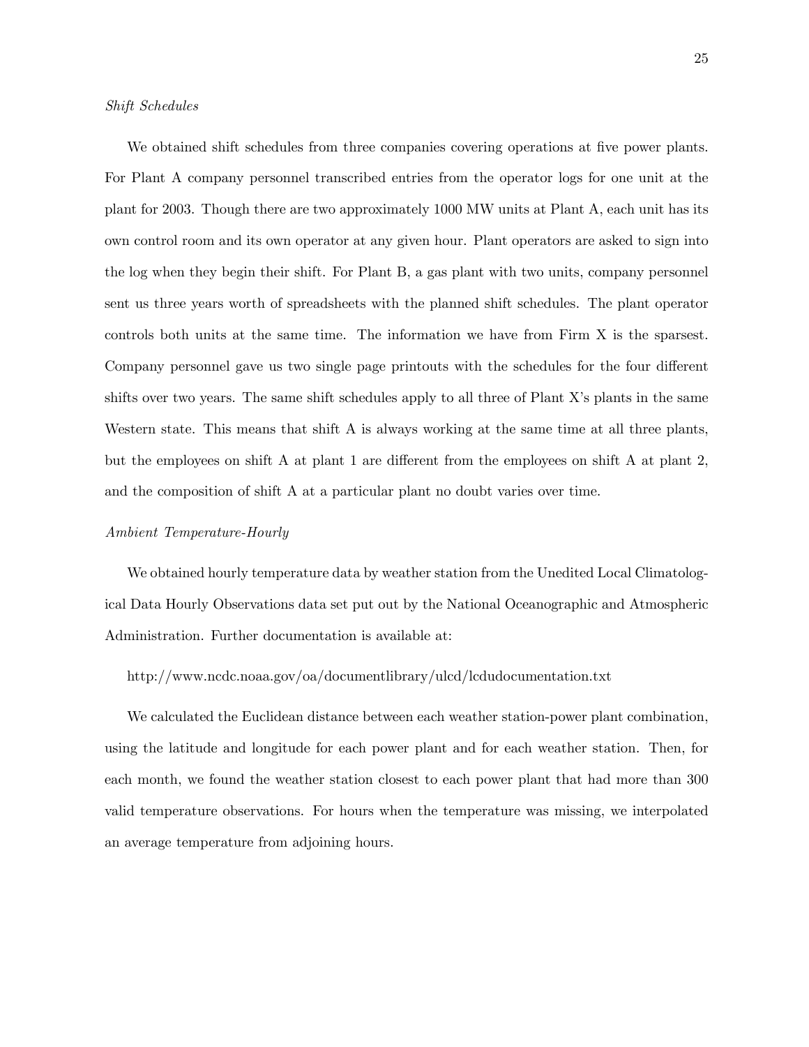*Shift Schedules*

We obtained shift schedules from three companies covering operations at five power plants. For Plant A company personnel transcribed entries from the operator logs for one unit at the plant for 2003. Though there are two approximately 1000 MW units at Plant A, each unit has its own control room and its own operator at any given hour. Plant operators are asked to sign into the log when they begin their shift. For Plant B, a gas plant with two units, company personnel sent us three years worth of spreadsheets with the planned shift schedules. The plant operator controls both units at the same time. The information we have from Firm X is the sparsest. Company personnel gave us two single page printouts with the schedules for the four different shifts over two years. The same shift schedules apply to all three of Plant X's plants in the same Western state. This means that shift A is always working at the same time at all three plants, but the employees on shift A at plant 1 are different from the employees on shift A at plant 2, and the composition of shift A at a particular plant no doubt varies over time.

*Ambient Temperature-Hourly*

We obtained hourly temperature data by weather station from the Unedited Local Climatological Data Hourly Observations data set put out by the National Oceanographic and Atmospheric Administration. Further documentation is available at:

http://www.ncdc.noaa.gov/oa/documentlibrary/ulcd/lcdudocumentation.txt

We calculated the Euclidean distance between each weather station-power plant combination, using the latitude and longitude for each power plant and for each weather station. Then, for each month, we found the weather station closest to each power plant that had more than 300 valid temperature observations. For hours when the temperature was missing, we interpolated an average temperature from adjoining hours.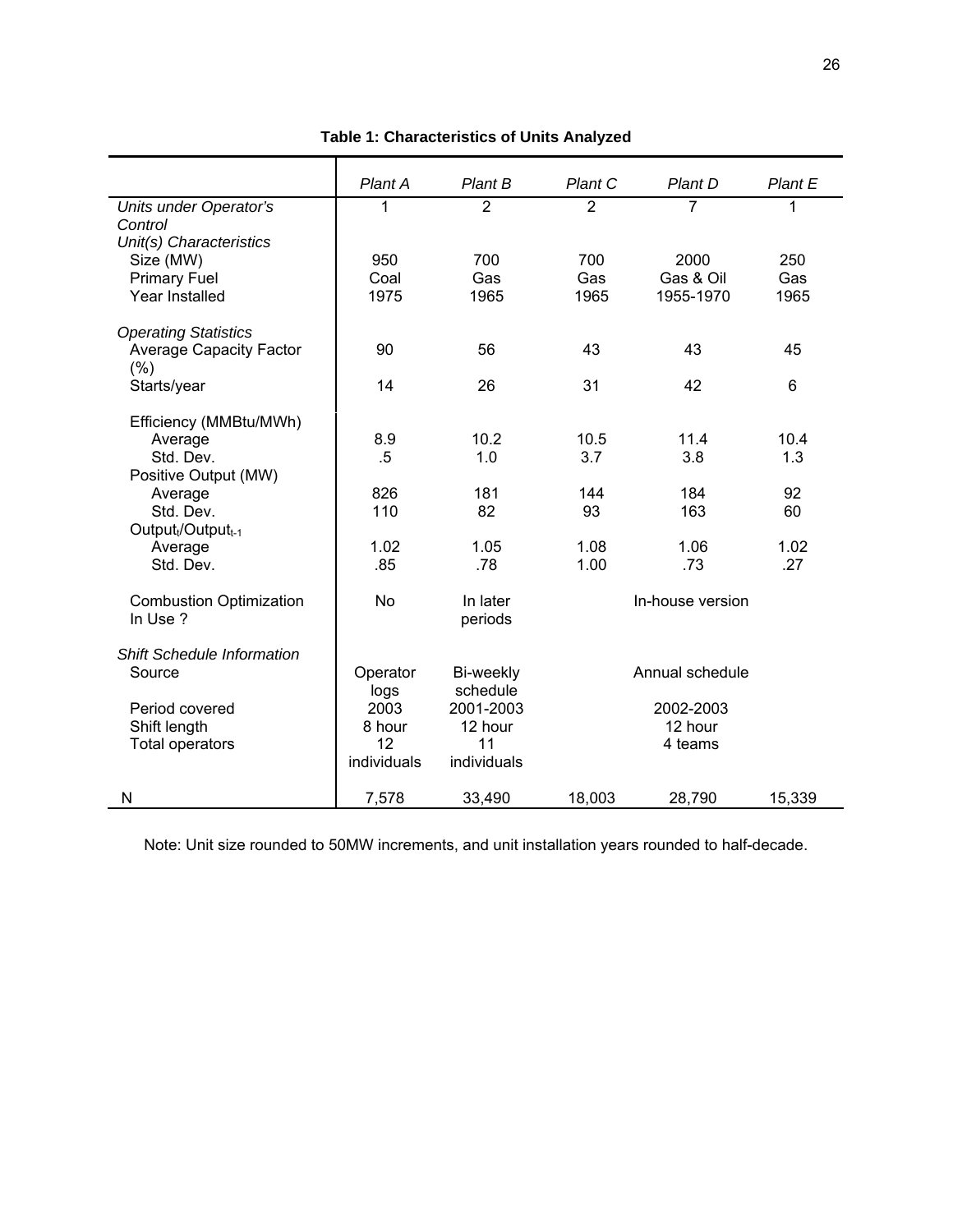**Table 1: Characteristics of Units Analyzed**

| | *Plant A* | *Plant B* | *Plant C* | *Plant D* | *Plant E* |
|---|---|---|---|---|---|
| *Units under Operator's Control* | 1 | 2 | 2 | 7 | 1 |
| *Unit(s) Characteristics* | | | | | |
| Size (MW) | 950 | 700 | 700 | 2000 | 250 |
| Primary Fuel | Coal | Gas | Gas | Gas & Oil | Gas |
| Year Installed | 1975 | 1965 | 1965 | 1955-1970 | 1965 |
| *Operating Statistics* | | | | | |
| Average Capacity Factor (%) | 90 | 56 | 43 | 43 | 45 |
| Starts/year | 14 | 26 | 31 | 42 | 6 |
| Efficiency (MMBtu/MWh) | | | | | |
| Average | 8.9 | 10.2 | 10.5 | 11.4 | 10.4 |
| Std. Dev. | .5 | 1.0 | 3.7 | 3.8 | 1.3 |
| Positive Output (MW) | | | | | |
| Average | 826 | 181 | 144 | 184 | 92 |
| Std. Dev. | 110 | 82 | 93 | 163 | 60 |
| $Output_t/Output_{t-1}$ | | | | | |
| Average | 1.02 | 1.05 | 1.08 | 1.06 | 1.02 |
| Std. Dev. | .85 | .78 | 1.00 | .73 | .27 |
| Combustion Optimization In Use ? | No | In later periods | | In-house version | |
| *Shift Schedule Information* | | | | | |
| Source | Operator logs | Bi-weekly schedule | | Annual schedule | |
| Period covered | 2003 | 2001-2003 | | 2002-2003 | |
| Shift length | 8 hour | 12 hour | | 12 hour | |
| Total operators | 12 individuals | 11 individuals | | 4 teams | |
| N | 7,578 | 33,490 | 18,003 | 28,790 | 15,339 |

Note: Unit size rounded to 50MW increments, and unit installation years rounded to half-decade.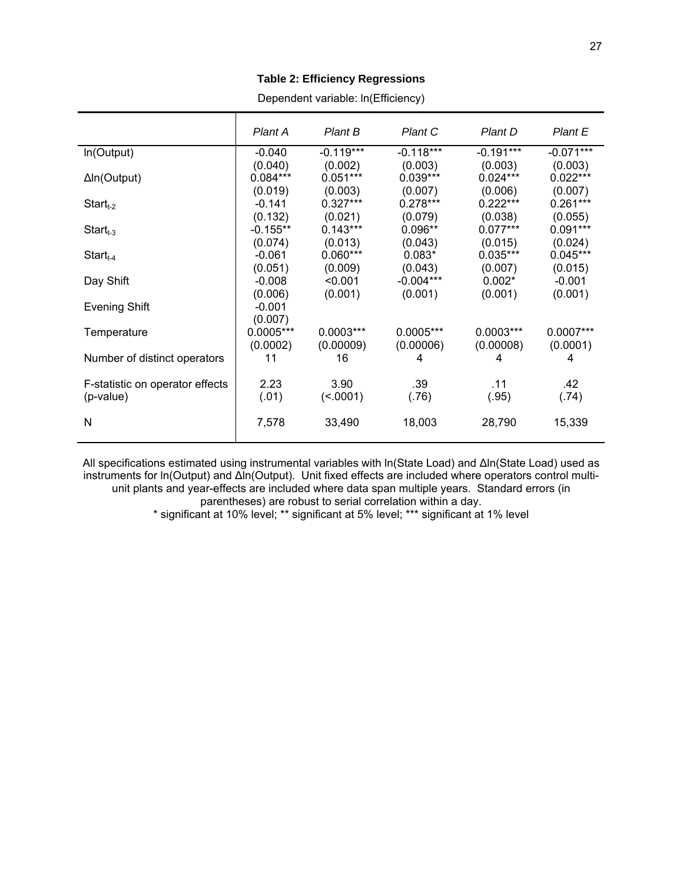**Table 2: Efficiency Regressions**

Dependent variable: ln(Efficiency)

| | *Plant A* | *Plant B* | *Plant C* | *Plant D* | *Plant E* |
|---|---|---|---|---|---|
| ln(Output) | -0.040 | -0.119*** | -0.118*** | -0.191*** | -0.071*** |
| | (0.040) | (0.002) | (0.003) | (0.003) | (0.003) |
| Δln(Output) | 0.084*** | 0.051*** | 0.039*** | 0.024*** | 0.022*** |
| | (0.019) | (0.003) | (0.007) | (0.006) | (0.007) |
| $Start_{t-2}$ | -0.141 | 0.327*** | 0.278*** | 0.222*** | 0.261*** |
| | (0.132) | (0.021) | (0.079) | (0.038) | (0.055) |
| $Start_{t-3}$ | -0.155** | 0.143*** | 0.096** | 0.077*** | 0.091*** |
| | (0.074) | (0.013) | (0.043) | (0.015) | (0.024) |
| $Start_{t-4}$ | -0.061 | 0.060*** | 0.083* | 0.035*** | 0.045*** |
| | (0.051) | (0.009) | (0.043) | (0.007) | (0.015) |
| Day Shift | -0.008 | <0.001 | -0.004*** | 0.002* | -0.001 |
| | (0.006) | (0.001) | (0.001) | (0.001) | (0.001) |
| Evening Shift | -0.001 | | | | |
| | (0.007) | | | | |
| Temperature | 0.0005*** | 0.0003*** | 0.0005*** | 0.0003*** | 0.0007*** |
| | (0.0002) | (0.00009) | (0.00006) | (0.00008) | (0.0001) |
| Number of distinct operators | 11 | 16 | 4 | 4 | 4 |
| F-statistic on operator effects (p-value) | 2.23 (.01) | 3.90 (<.0001) | .39 (.76) | .11 (.95) | .42 (.74) |
| N | 7,578 | 33,490 | 18,003 | 28,790 | 15,339 |

All specifications estimated using instrumental variables with ln(State Load) and Δln(State Load) used as instruments for ln(Output) and Δln(Output). Unit fixed effects are included where operators control multi-unit plants and year-effects are included where data span multiple years. Standard errors (in parentheses) are robust to serial correlation within a day.

\* significant at 10% level; ** significant at 5% level; *** significant at 1% level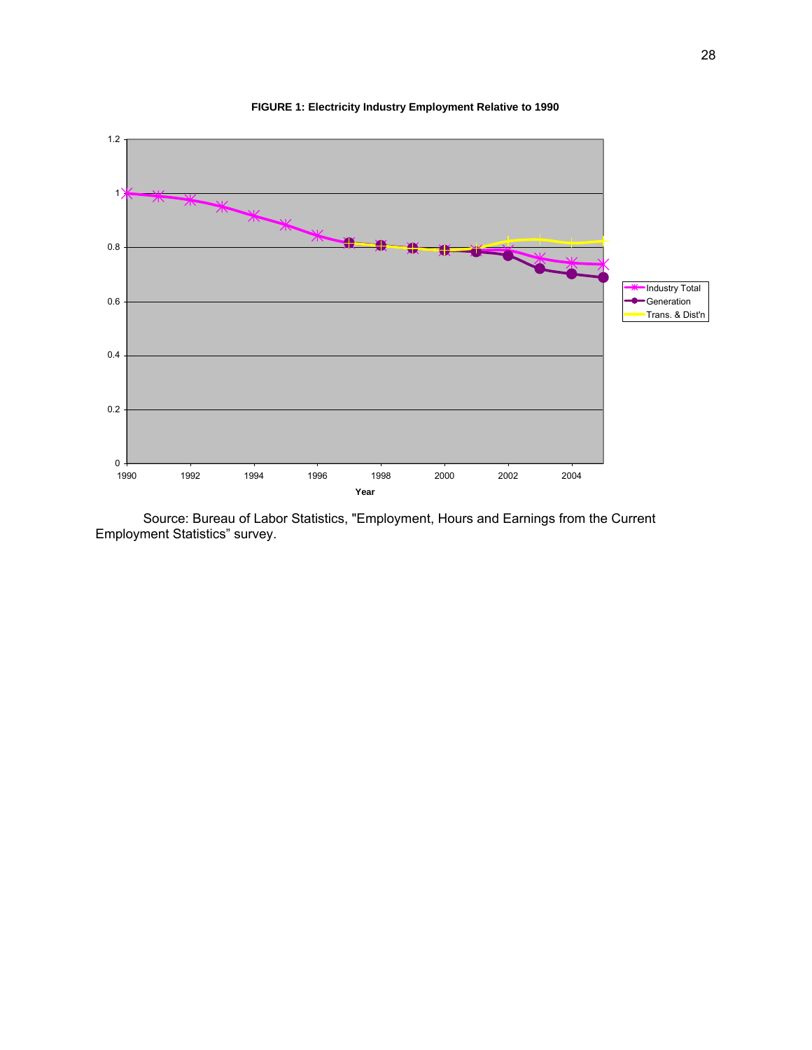**FIGURE 1: Electricity Industry Employment Relative to 1990**

Source: Bureau of Labor Statistics, "Employment, Hours and Earnings from the Current Employment Statistics" survey.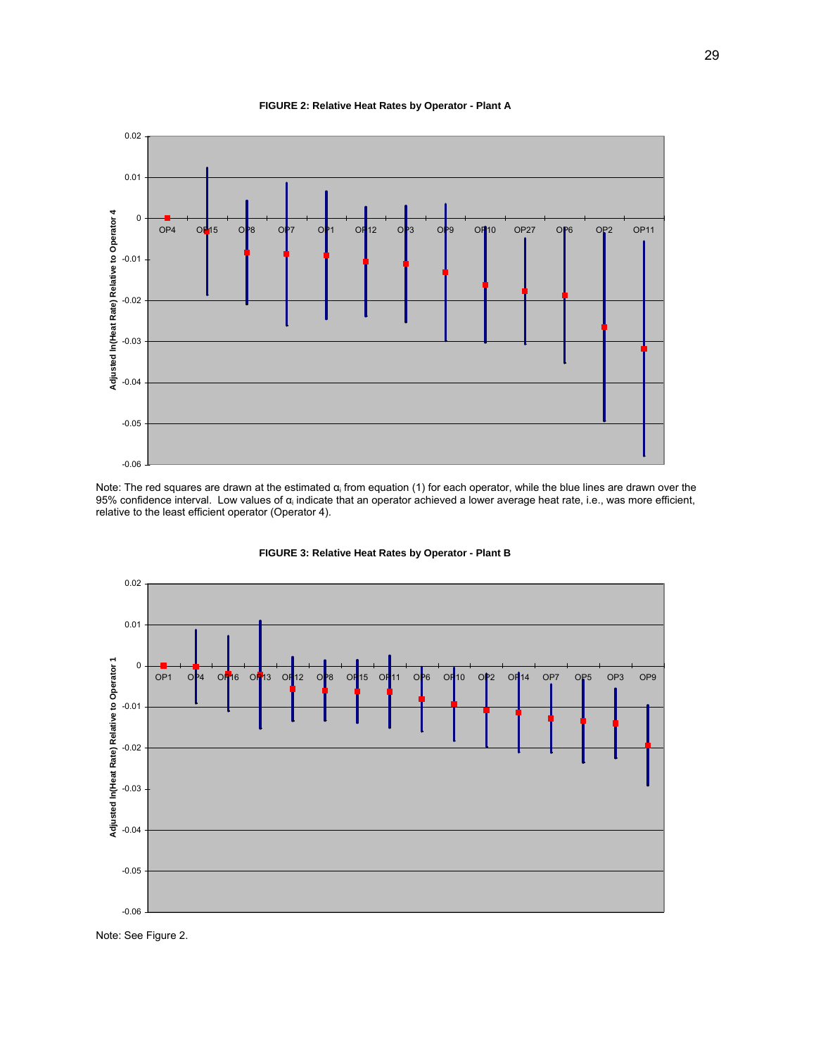**FIGURE 2: Relative Heat Rates by Operator - Plant A**

Adjusted ln(Heat Rate) Relative to Operator 4

0.02
0.01
0
-0.01
-0.02
-0.03
-0.04
-0.05
-0.06

OP4 OP15 OP8 OP7 OP1 OP12 OP3 OP9 OP10 OP27 OP6 OP2 OP11

Note: The red squares are drawn at the estimated $\alpha_i$ from equation (1) for each operator, while the blue lines are drawn over the 95% confidence interval. Low values of $\alpha_i$ indicate that an operator achieved a lower average heat rate, i.e., was more efficient, relative to the least efficient operator (Operator 4).

**FIGURE 3: Relative Heat Rates by Operator - Plant B**

Adjusted ln(Heat Rate) Relative to Operator 1

0.02
0.01
0
-0.01
-0.02
-0.03
-0.04
-0.05
-0.06

OP1 OP4 OP16 OP13 OP12 OP8 OP15 OP11 OP6 OP10 OP2 OP14 OP7 OP5 OP3 OP9

Note: See Figure 2.